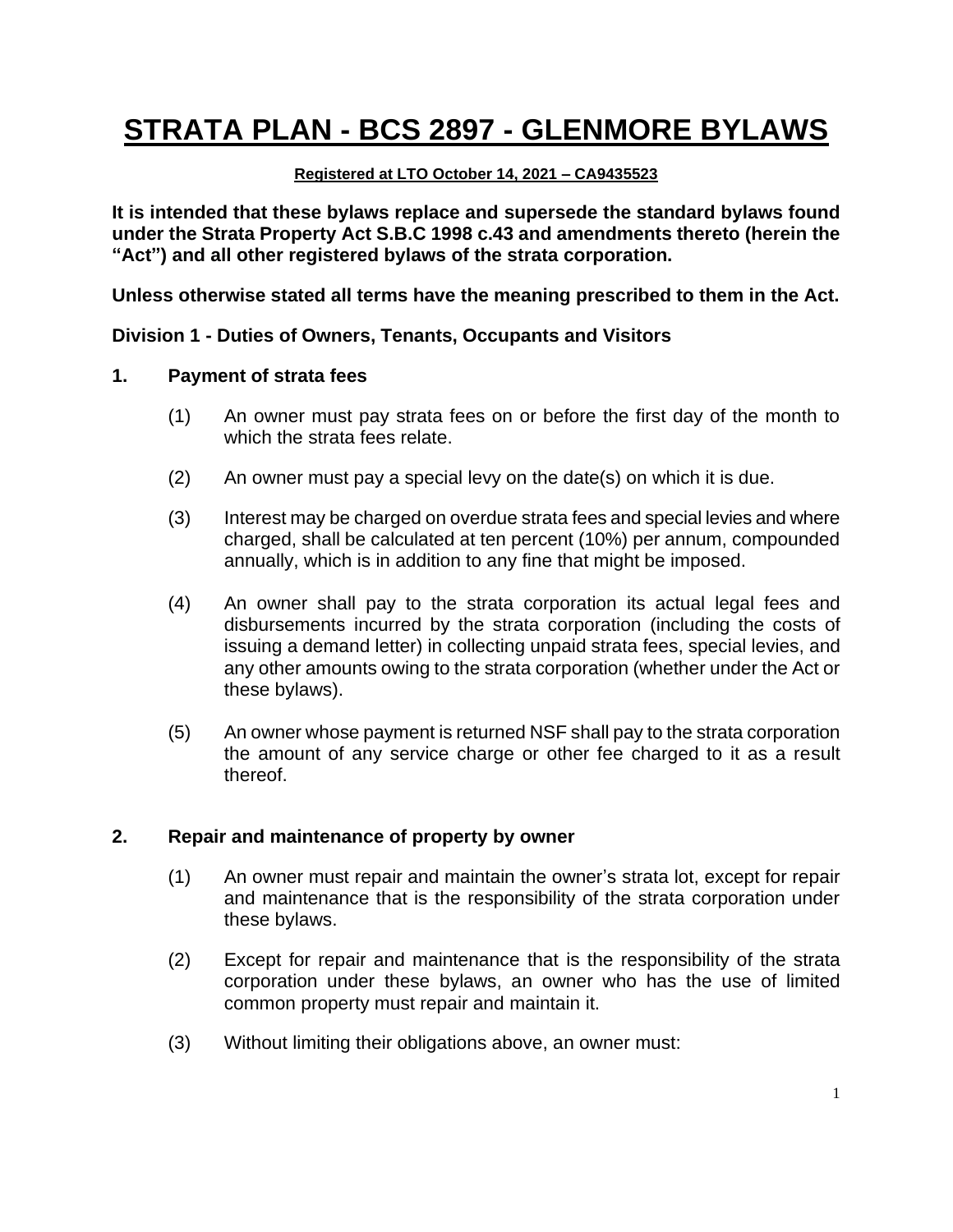# STRATA PLAN - BCS 2897 - GLENMORE BYLAWS

**Registered at LTO October 14, 2021 – CA9435523**

**It is intended that these bylaws replace and supersede the standard bylaws found under the Strata Property Act S.B.C 1998 c.43 and amendments thereto (herein the "Act") and all other registered bylaws of the strata corporation.**

**Unless otherwise stated all terms have the meaning prescribed to them in the Act.**

## Division 1 - Duties of Owners, Tenants, Occupants and Visitors

### 1. Payment of strata fees

(1) An owner must pay strata fees on or before the first day of the month to which the strata fees relate.

(2) An owner must pay a special levy on the date(s) on which it is due.

(3) Interest may be charged on overdue strata fees and special levies and where charged, shall be calculated at ten percent (10%) per annum, compounded annually, which is in addition to any fine that might be imposed.

(4) An owner shall pay to the strata corporation its actual legal fees and disbursements incurred by the strata corporation (including the costs of issuing a demand letter) in collecting unpaid strata fees, special levies, and any other amounts owing to the strata corporation (whether under the Act or these bylaws).

(5) An owner whose payment is returned NSF shall pay to the strata corporation the amount of any service charge or other fee charged to it as a result thereof.

### 2. Repair and maintenance of property by owner

(1) An owner must repair and maintain the owner's strata lot, except for repair and maintenance that is the responsibility of the strata corporation under these bylaws.

(2) Except for repair and maintenance that is the responsibility of the strata corporation under these bylaws, an owner who has the use of limited common property must repair and maintain it.

(3) Without limiting their obligations above, an owner must: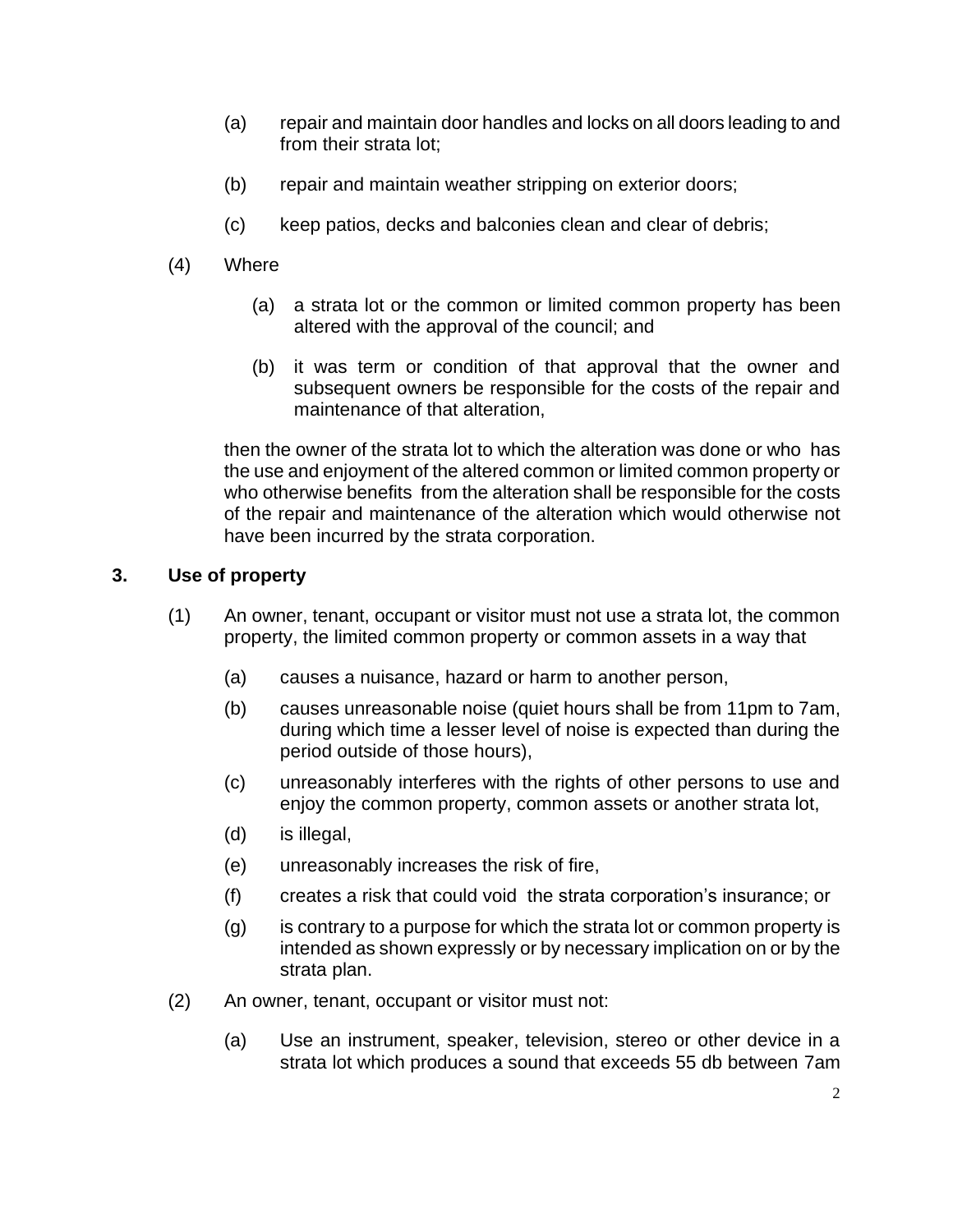(a) repair and maintain door handles and locks on all doors leading to and from their strata lot;

(b) repair and maintain weather stripping on exterior doors;

(c) keep patios, decks and balconies clean and clear of debris;

(4) Where

(a) a strata lot or the common or limited common property has been altered with the approval of the council; and

(b) it was term or condition of that approval that the owner and subsequent owners be responsible for the costs of the repair and maintenance of that alteration,

then the owner of the strata lot to which the alteration was done or who has the use and enjoyment of the altered common or limited common property or who otherwise benefits from the alteration shall be responsible for the costs of the repair and maintenance of the alteration which would otherwise not have been incurred by the strata corporation.

## 3. Use of property

(1) An owner, tenant, occupant or visitor must not use a strata lot, the common property, the limited common property or common assets in a way that

(a) causes a nuisance, hazard or harm to another person,

(b) causes unreasonable noise (quiet hours shall be from 11pm to 7am, during which time a lesser level of noise is expected than during the period outside of those hours),

(c) unreasonably interferes with the rights of other persons to use and enjoy the common property, common assets or another strata lot,

(d) is illegal,

(e) unreasonably increases the risk of fire,

(f) creates a risk that could void the strata corporation's insurance; or

(g) is contrary to a purpose for which the strata lot or common property is intended as shown expressly or by necessary implication on or by the strata plan.

(2) An owner, tenant, occupant or visitor must not:

(a) Use an instrument, speaker, television, stereo or other device in a strata lot which produces a sound that exceeds 55 db between 7am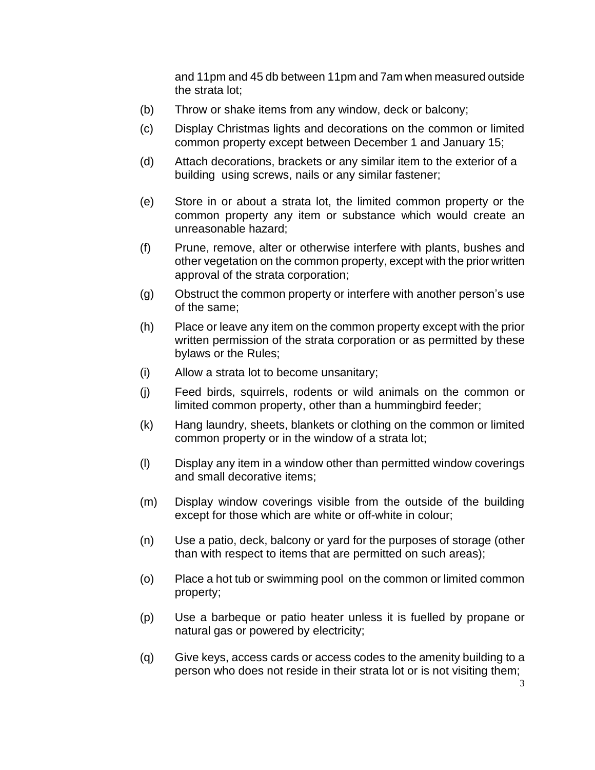and 11pm and 45 db between 11pm and 7am when measured outside the strata lot;

(b) Throw or shake items from any window, deck or balcony;

(c) Display Christmas lights and decorations on the common or limited common property except between December 1 and January 15;

(d) Attach decorations, brackets or any similar item to the exterior of a building using screws, nails or any similar fastener;

(e) Store in or about a strata lot, the limited common property or the common property any item or substance which would create an unreasonable hazard;

(f) Prune, remove, alter or otherwise interfere with plants, bushes and other vegetation on the common property, except with the prior written approval of the strata corporation;

(g) Obstruct the common property or interfere with another person's use of the same;

(h) Place or leave any item on the common property except with the prior written permission of the strata corporation or as permitted by these bylaws or the Rules;

(i) Allow a strata lot to become unsanitary;

(j) Feed birds, squirrels, rodents or wild animals on the common or limited common property, other than a hummingbird feeder;

(k) Hang laundry, sheets, blankets or clothing on the common or limited common property or in the window of a strata lot;

(l) Display any item in a window other than permitted window coverings and small decorative items;

(m) Display window coverings visible from the outside of the building except for those which are white or off-white in colour;

(n) Use a patio, deck, balcony or yard for the purposes of storage (other than with respect to items that are permitted on such areas);

(o) Place a hot tub or swimming pool on the common or limited common property;

(p) Use a barbeque or patio heater unless it is fuelled by propane or natural gas or powered by electricity;

(q) Give keys, access cards or access codes to the amenity building to a person who does not reside in their strata lot or is not visiting them;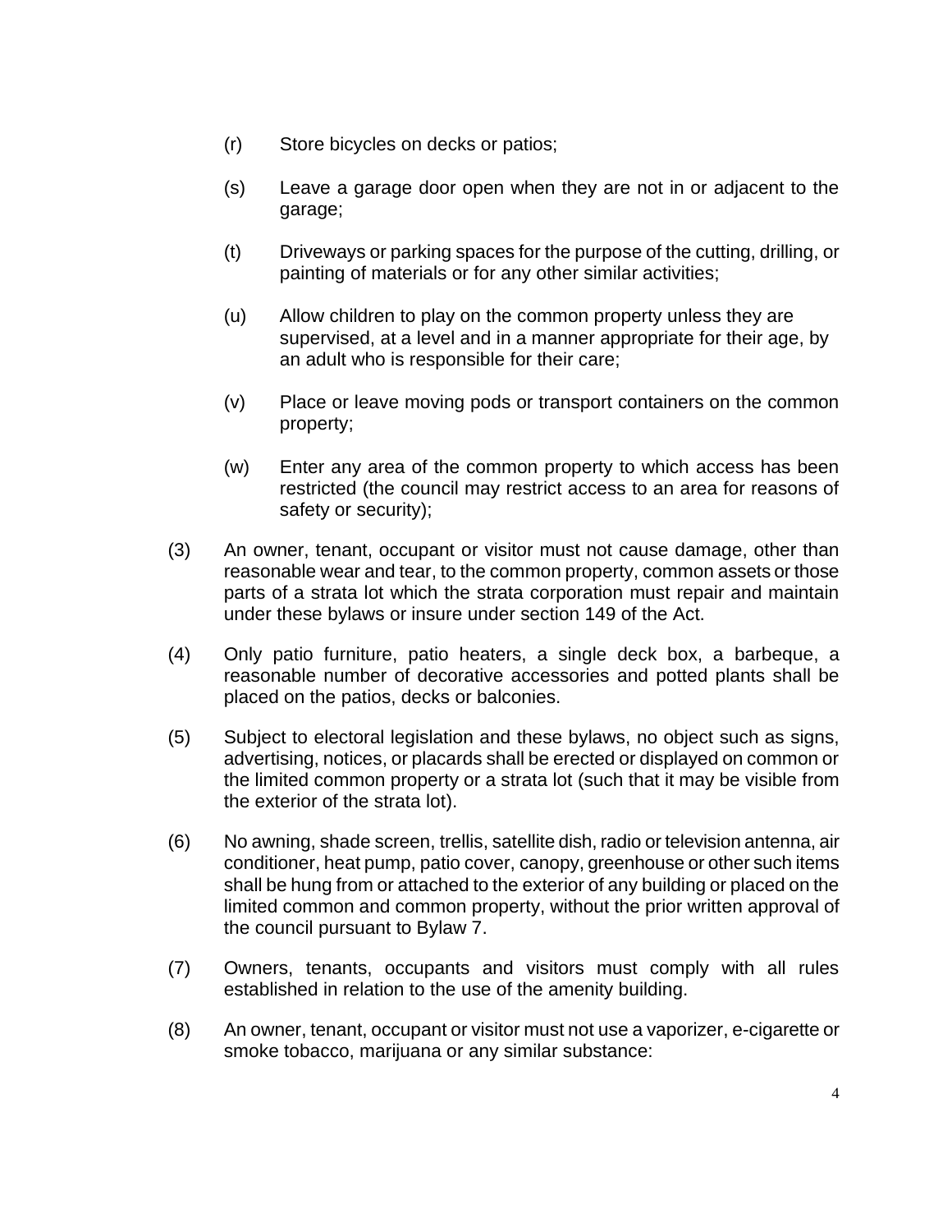(r) Store bicycles on decks or patios;

(s) Leave a garage door open when they are not in or adjacent to the garage;

(t) Driveways or parking spaces for the purpose of the cutting, drilling, or painting of materials or for any other similar activities;

(u) Allow children to play on the common property unless they are supervised, at a level and in a manner appropriate for their age, by an adult who is responsible for their care;

(v) Place or leave moving pods or transport containers on the common property;

(w) Enter any area of the common property to which access has been restricted (the council may restrict access to an area for reasons of safety or security);

(3) An owner, tenant, occupant or visitor must not cause damage, other than reasonable wear and tear, to the common property, common assets or those parts of a strata lot which the strata corporation must repair and maintain under these bylaws or insure under section 149 of the Act.

(4) Only patio furniture, patio heaters, a single deck box, a barbeque, a reasonable number of decorative accessories and potted plants shall be placed on the patios, decks or balconies.

(5) Subject to electoral legislation and these bylaws, no object such as signs, advertising, notices, or placards shall be erected or displayed on common or the limited common property or a strata lot (such that it may be visible from the exterior of the strata lot).

(6) No awning, shade screen, trellis, satellite dish, radio or television antenna, air conditioner, heat pump, patio cover, canopy, greenhouse or other such items shall be hung from or attached to the exterior of any building or placed on the limited common and common property, without the prior written approval of the council pursuant to Bylaw 7.

(7) Owners, tenants, occupants and visitors must comply with all rules established in relation to the use of the amenity building.

(8) An owner, tenant, occupant or visitor must not use a vaporizer, e-cigarette or smoke tobacco, marijuana or any similar substance: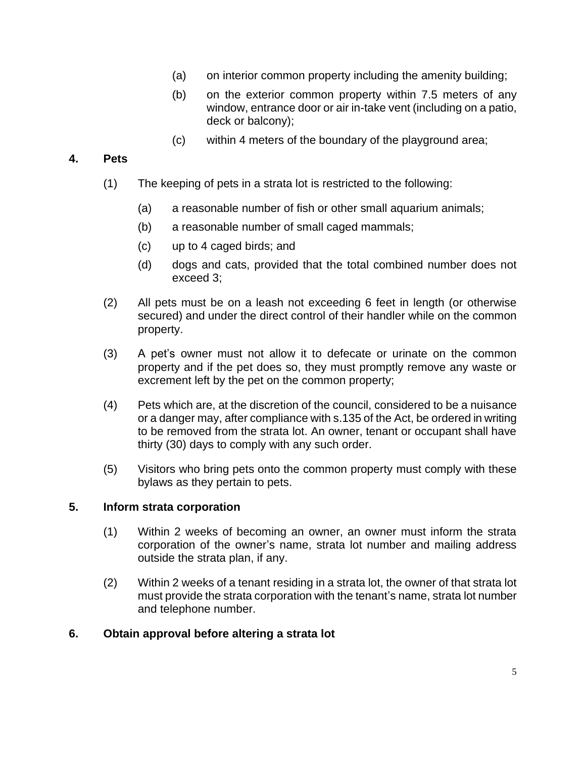(a) on interior common property including the amenity building;

(b) on the exterior common property within 7.5 meters of any window, entrance door or air in-take vent (including on a patio, deck or balcony);

(c) within 4 meters of the boundary of the playground area;

**4. Pets**

(1) The keeping of pets in a strata lot is restricted to the following:

(a) a reasonable number of fish or other small aquarium animals;

(b) a reasonable number of small caged mammals;

(c) up to 4 caged birds; and

(d) dogs and cats, provided that the total combined number does not exceed 3;

(2) All pets must be on a leash not exceeding 6 feet in length (or otherwise secured) and under the direct control of their handler while on the common property.

(3) A pet's owner must not allow it to defecate or urinate on the common property and if the pet does so, they must promptly remove any waste or excrement left by the pet on the common property;

(4) Pets which are, at the discretion of the council, considered to be a nuisance or a danger may, after compliance with s.135 of the Act, be ordered in writing to be removed from the strata lot. An owner, tenant or occupant shall have thirty (30) days to comply with any such order.

(5) Visitors who bring pets onto the common property must comply with these bylaws as they pertain to pets.

**5. Inform strata corporation**

(1) Within 2 weeks of becoming an owner, an owner must inform the strata corporation of the owner's name, strata lot number and mailing address outside the strata plan, if any.

(2) Within 2 weeks of a tenant residing in a strata lot, the owner of that strata lot must provide the strata corporation with the tenant's name, strata lot number and telephone number.

**6. Obtain approval before altering a strata lot**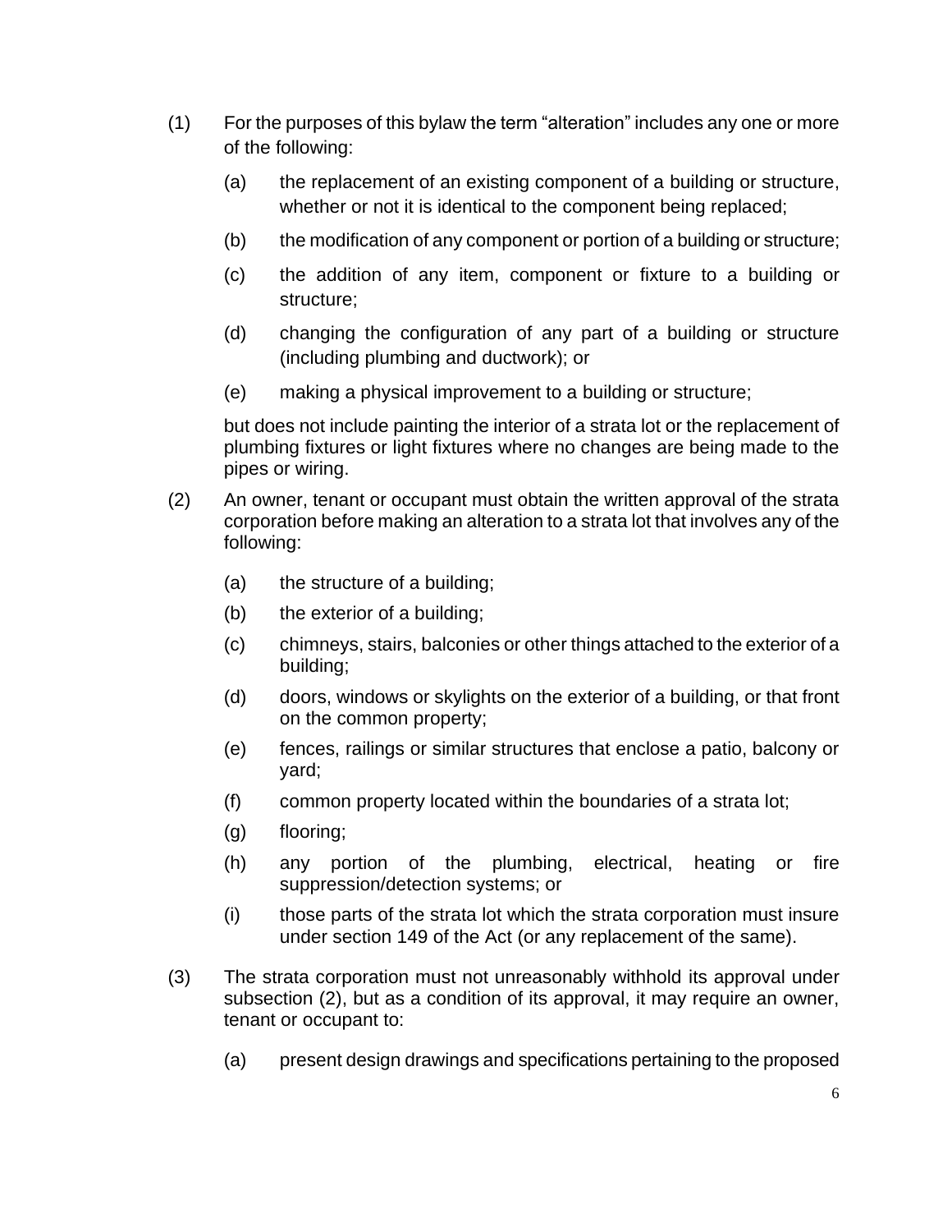(1) For the purposes of this bylaw the term "alteration" includes any one or more of the following:

  (a) the replacement of an existing component of a building or structure, whether or not it is identical to the component being replaced;

  (b) the modification of any component or portion of a building or structure;

  (c) the addition of any item, component or fixture to a building or structure;

  (d) changing the configuration of any part of a building or structure (including plumbing and ductwork); or

  (e) making a physical improvement to a building or structure;

  but does not include painting the interior of a strata lot or the replacement of plumbing fixtures or light fixtures where no changes are being made to the pipes or wiring.

(2) An owner, tenant or occupant must obtain the written approval of the strata corporation before making an alteration to a strata lot that involves any of the following:

  (a) the structure of a building;

  (b) the exterior of a building;

  (c) chimneys, stairs, balconies or other things attached to the exterior of a building;

  (d) doors, windows or skylights on the exterior of a building, or that front on the common property;

  (e) fences, railings or similar structures that enclose a patio, balcony or yard;

  (f) common property located within the boundaries of a strata lot;

  (g) flooring;

  (h) any portion of the plumbing, electrical, heating or fire suppression/detection systems; or

  (i) those parts of the strata lot which the strata corporation must insure under section 149 of the Act (or any replacement of the same).

(3) The strata corporation must not unreasonably withhold its approval under subsection (2), but as a condition of its approval, it may require an owner, tenant or occupant to:

  (a) present design drawings and specifications pertaining to the proposed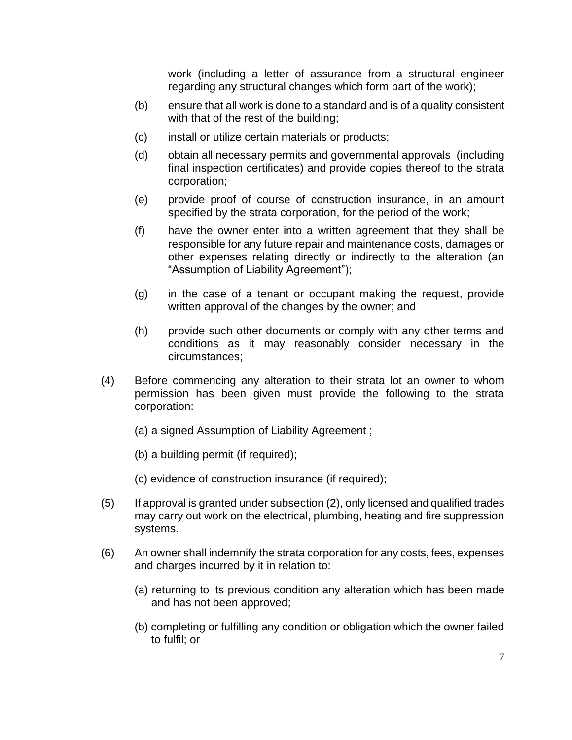work (including a letter of assurance from a structural engineer regarding any structural changes which form part of the work);

(b) ensure that all work is done to a standard and is of a quality consistent with that of the rest of the building;

(c) install or utilize certain materials or products;

(d) obtain all necessary permits and governmental approvals (including final inspection certificates) and provide copies thereof to the strata corporation;

(e) provide proof of course of construction insurance, in an amount specified by the strata corporation, for the period of the work;

(f) have the owner enter into a written agreement that they shall be responsible for any future repair and maintenance costs, damages or other expenses relating directly or indirectly to the alteration (an "Assumption of Liability Agreement");

(g) in the case of a tenant or occupant making the request, provide written approval of the changes by the owner; and

(h) provide such other documents or comply with any other terms and conditions as it may reasonably consider necessary in the circumstances;

(4) Before commencing any alteration to their strata lot an owner to whom permission has been given must provide the following to the strata corporation:

(a) a signed Assumption of Liability Agreement ;

(b) a building permit (if required);

(c) evidence of construction insurance (if required);

(5) If approval is granted under subsection (2), only licensed and qualified trades may carry out work on the electrical, plumbing, heating and fire suppression systems.

(6) An owner shall indemnify the strata corporation for any costs, fees, expenses and charges incurred by it in relation to:

(a) returning to its previous condition any alteration which has been made and has not been approved;

(b) completing or fulfilling any condition or obligation which the owner failed to fulfil; or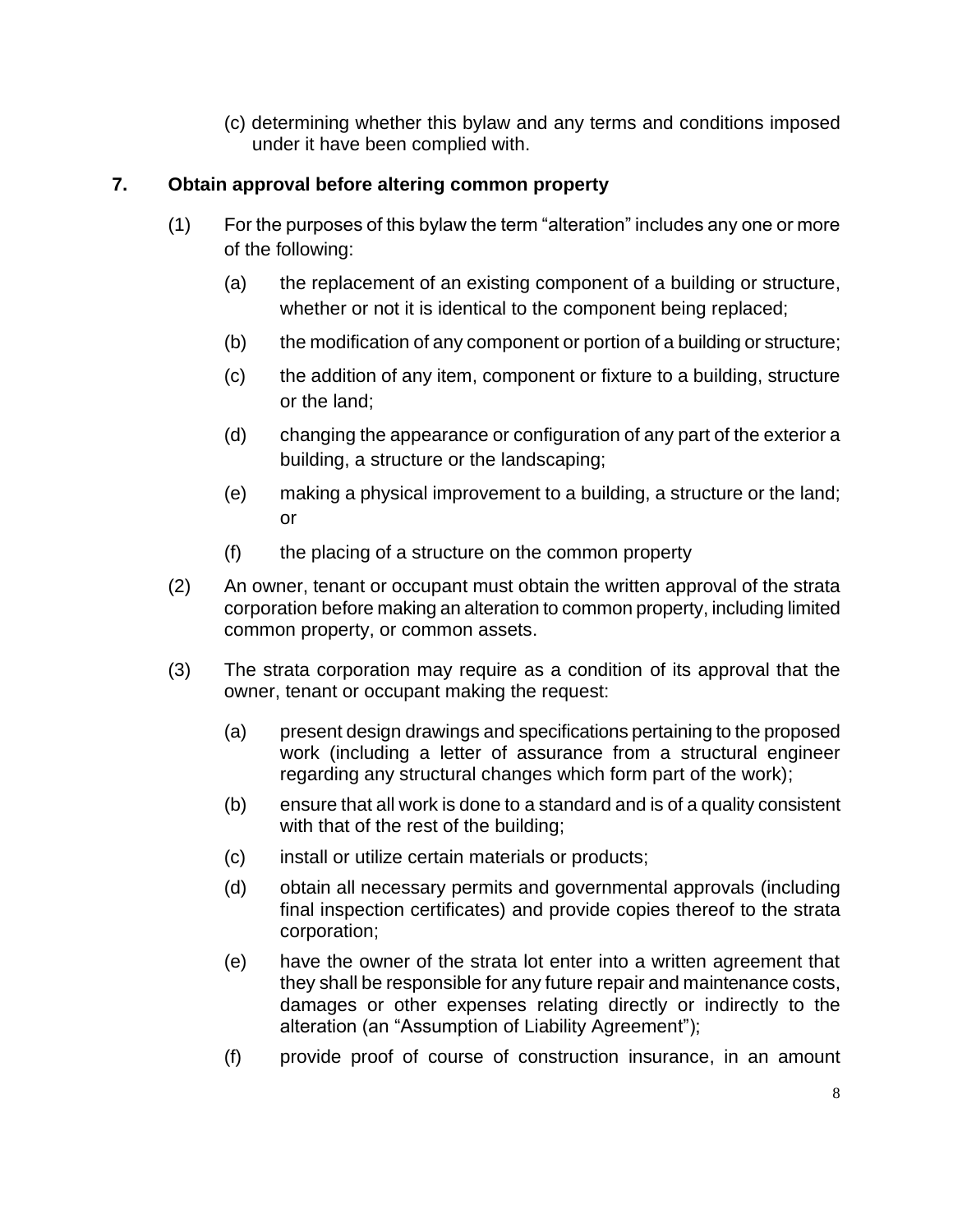(c) determining whether this bylaw and any terms and conditions imposed under it have been complied with.

## 7. Obtain approval before altering common property

(1) For the purposes of this bylaw the term "alteration" includes any one or more of the following:

(a) the replacement of an existing component of a building or structure, whether or not it is identical to the component being replaced;

(b) the modification of any component or portion of a building or structure;

(c) the addition of any item, component or fixture to a building, structure or the land;

(d) changing the appearance or configuration of any part of the exterior a building, a structure or the landscaping;

(e) making a physical improvement to a building, a structure or the land; or

(f) the placing of a structure on the common property

(2) An owner, tenant or occupant must obtain the written approval of the strata corporation before making an alteration to common property, including limited common property, or common assets.

(3) The strata corporation may require as a condition of its approval that the owner, tenant or occupant making the request:

(a) present design drawings and specifications pertaining to the proposed work (including a letter of assurance from a structural engineer regarding any structural changes which form part of the work);

(b) ensure that all work is done to a standard and is of a quality consistent with that of the rest of the building;

(c) install or utilize certain materials or products;

(d) obtain all necessary permits and governmental approvals (including final inspection certificates) and provide copies thereof to the strata corporation;

(e) have the owner of the strata lot enter into a written agreement that they shall be responsible for any future repair and maintenance costs, damages or other expenses relating directly or indirectly to the alteration (an "Assumption of Liability Agreement");

(f) provide proof of course of construction insurance, in an amount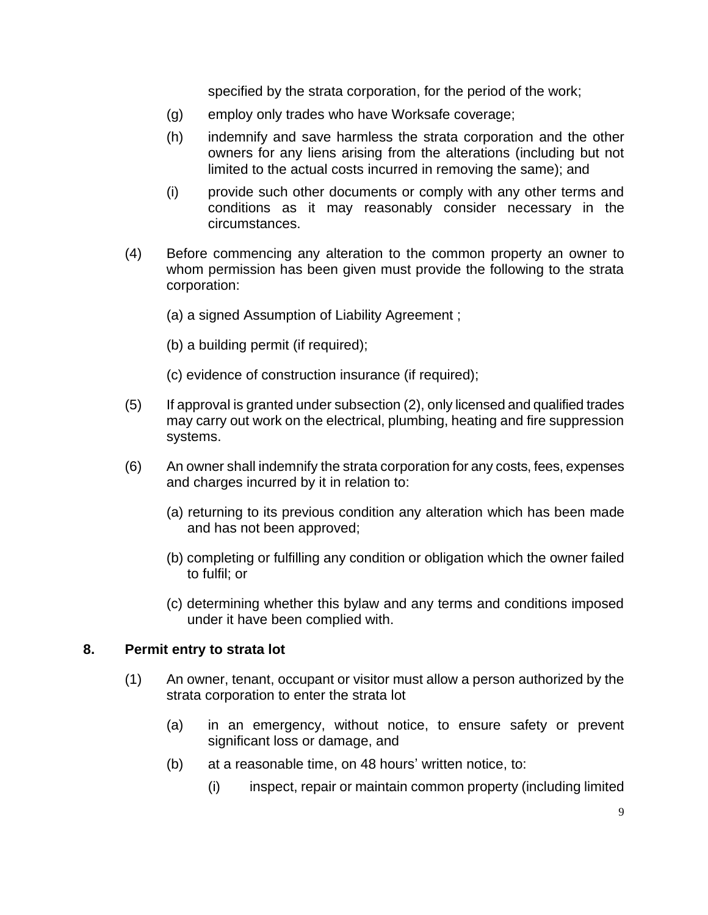specified by the strata corporation, for the period of the work;

(g) employ only trades who have Worksafe coverage;

(h) indemnify and save harmless the strata corporation and the other owners for any liens arising from the alterations (including but not limited to the actual costs incurred in removing the same); and

(i) provide such other documents or comply with any other terms and conditions as it may reasonably consider necessary in the circumstances.

(4) Before commencing any alteration to the common property an owner to whom permission has been given must provide the following to the strata corporation:

(a) a signed Assumption of Liability Agreement ;

(b) a building permit (if required);

(c) evidence of construction insurance (if required);

(5) If approval is granted under subsection (2), only licensed and qualified trades may carry out work on the electrical, plumbing, heating and fire suppression systems.

(6) An owner shall indemnify the strata corporation for any costs, fees, expenses and charges incurred by it in relation to:

(a) returning to its previous condition any alteration which has been made and has not been approved;

(b) completing or fulfilling any condition or obligation which the owner failed to fulfil; or

(c) determining whether this bylaw and any terms and conditions imposed under it have been complied with.

## 8. Permit entry to strata lot

(1) An owner, tenant, occupant or visitor must allow a person authorized by the strata corporation to enter the strata lot

(a) in an emergency, without notice, to ensure safety or prevent significant loss or damage, and

(b) at a reasonable time, on 48 hours' written notice, to:

(i) inspect, repair or maintain common property (including limited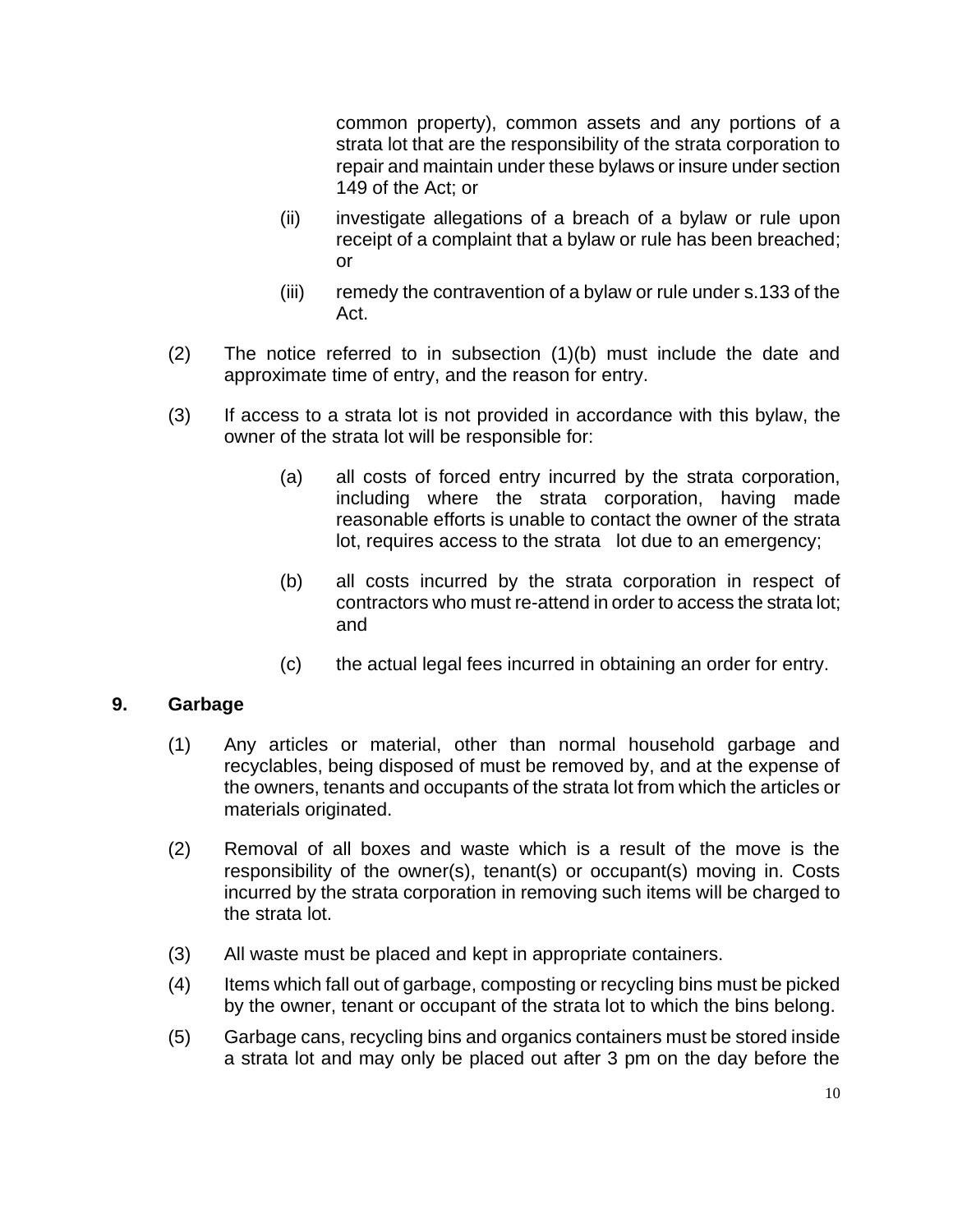common property), common assets and any portions of a strata lot that are the responsibility of the strata corporation to repair and maintain under these bylaws or insure under section 149 of the Act; or

(ii) investigate allegations of a breach of a bylaw or rule upon receipt of a complaint that a bylaw or rule has been breached; or

(iii) remedy the contravention of a bylaw or rule under s.133 of the Act.

(2) The notice referred to in subsection (1)(b) must include the date and approximate time of entry, and the reason for entry.

(3) If access to a strata lot is not provided in accordance with this bylaw, the owner of the strata lot will be responsible for:

(a) all costs of forced entry incurred by the strata corporation, including where the strata corporation, having made reasonable efforts is unable to contact the owner of the strata lot, requires access to the strata lot due to an emergency;

(b) all costs incurred by the strata corporation in respect of contractors who must re-attend in order to access the strata lot; and

(c) the actual legal fees incurred in obtaining an order for entry.

## 9. Garbage

(1) Any articles or material, other than normal household garbage and recyclables, being disposed of must be removed by, and at the expense of the owners, tenants and occupants of the strata lot from which the articles or materials originated.

(2) Removal of all boxes and waste which is a result of the move is the responsibility of the owner(s), tenant(s) or occupant(s) moving in. Costs incurred by the strata corporation in removing such items will be charged to the strata lot.

(3) All waste must be placed and kept in appropriate containers.

(4) Items which fall out of garbage, composting or recycling bins must be picked by the owner, tenant or occupant of the strata lot to which the bins belong.

(5) Garbage cans, recycling bins and organics containers must be stored inside a strata lot and may only be placed out after 3 pm on the day before the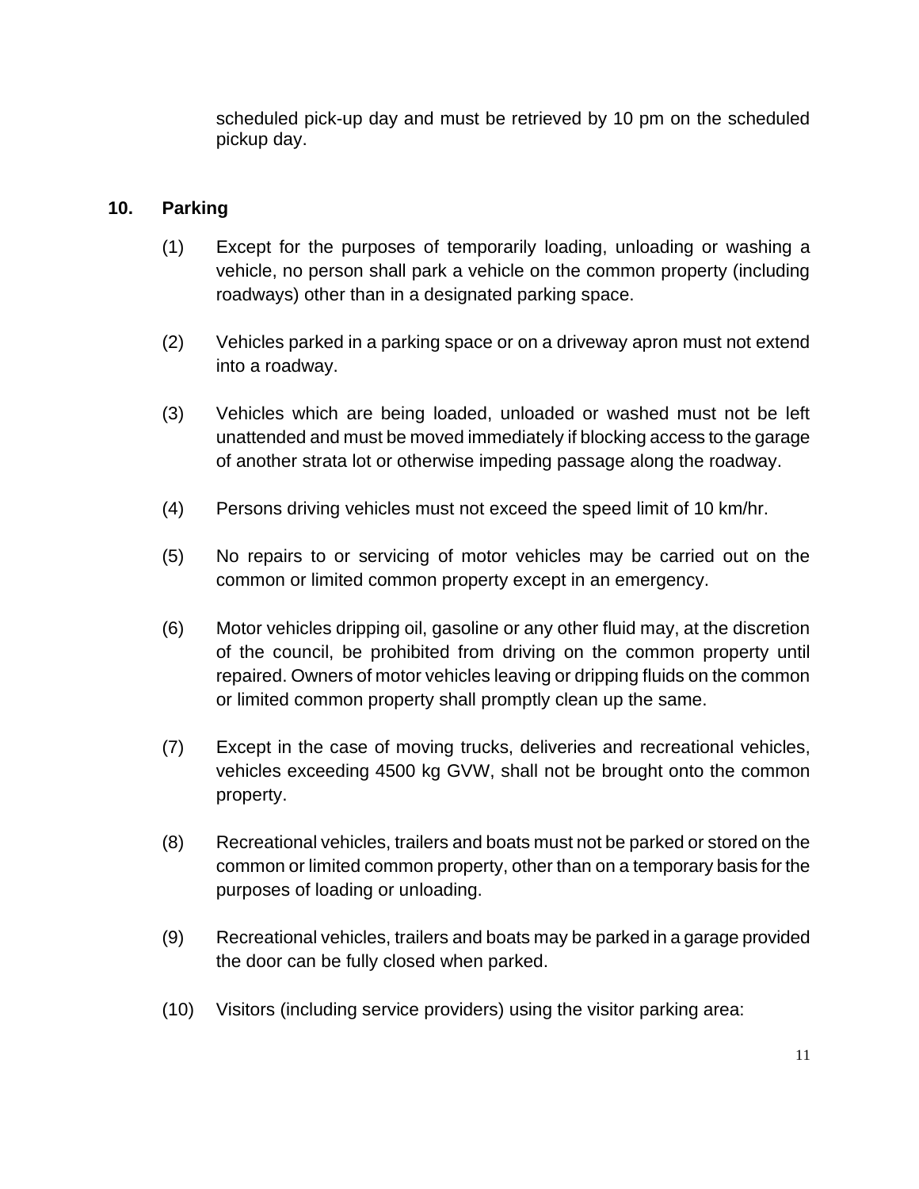scheduled pick-up day and must be retrieved by 10 pm on the scheduled pickup day.

## 10. Parking

(1) Except for the purposes of temporarily loading, unloading or washing a vehicle, no person shall park a vehicle on the common property (including roadways) other than in a designated parking space.

(2) Vehicles parked in a parking space or on a driveway apron must not extend into a roadway.

(3) Vehicles which are being loaded, unloaded or washed must not be left unattended and must be moved immediately if blocking access to the garage of another strata lot or otherwise impeding passage along the roadway.

(4) Persons driving vehicles must not exceed the speed limit of 10 km/hr.

(5) No repairs to or servicing of motor vehicles may be carried out on the common or limited common property except in an emergency.

(6) Motor vehicles dripping oil, gasoline or any other fluid may, at the discretion of the council, be prohibited from driving on the common property until repaired. Owners of motor vehicles leaving or dripping fluids on the common or limited common property shall promptly clean up the same.

(7) Except in the case of moving trucks, deliveries and recreational vehicles, vehicles exceeding 4500 kg GVW, shall not be brought onto the common property.

(8) Recreational vehicles, trailers and boats must not be parked or stored on the common or limited common property, other than on a temporary basis for the purposes of loading or unloading.

(9) Recreational vehicles, trailers and boats may be parked in a garage provided the door can be fully closed when parked.

(10) Visitors (including service providers) using the visitor parking area: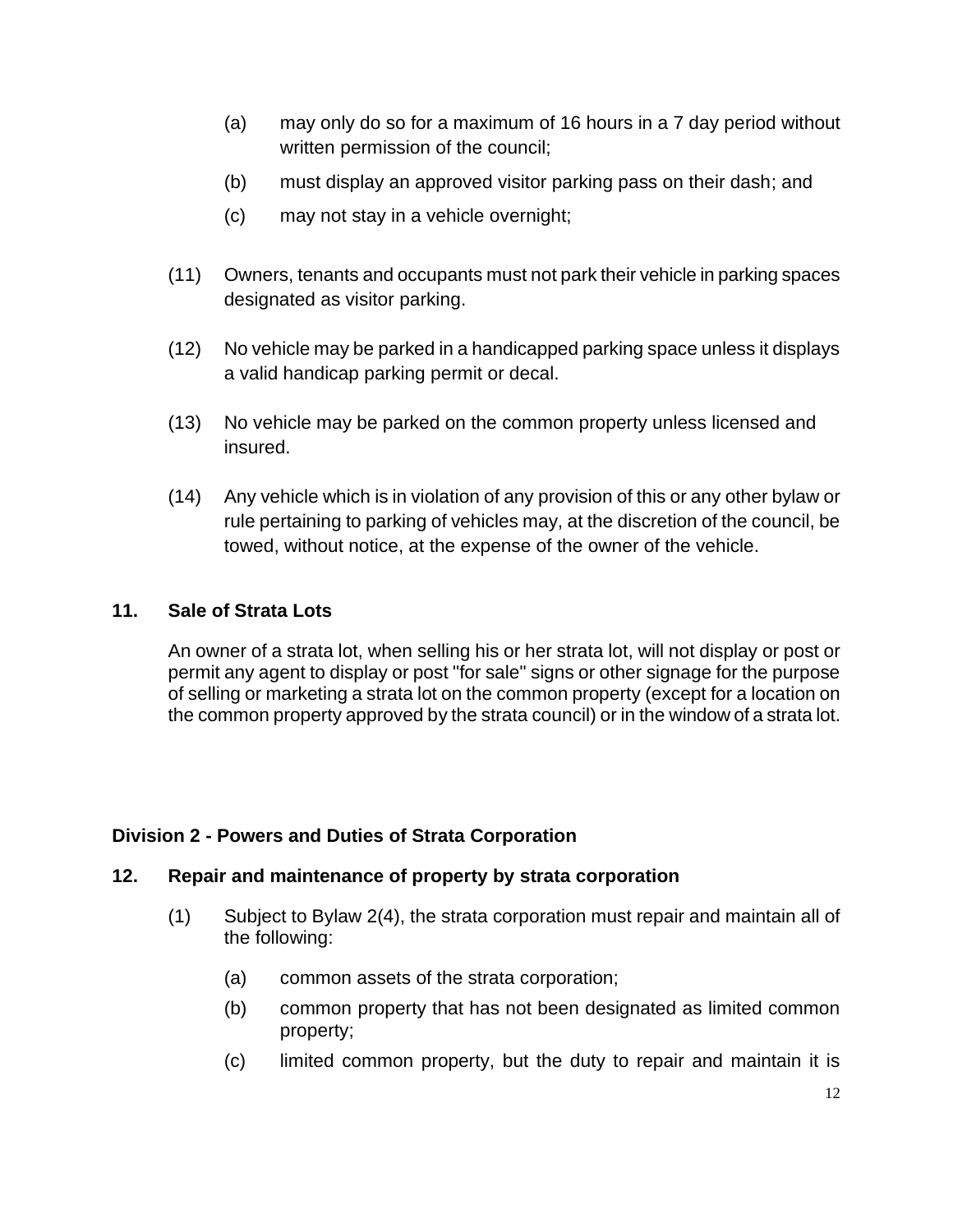(a) may only do so for a maximum of 16 hours in a 7 day period without written permission of the council;

(b) must display an approved visitor parking pass on their dash; and

(c) may not stay in a vehicle overnight;

(11) Owners, tenants and occupants must not park their vehicle in parking spaces designated as visitor parking.

(12) No vehicle may be parked in a handicapped parking space unless it displays a valid handicap parking permit or decal.

(13) No vehicle may be parked on the common property unless licensed and insured.

(14) Any vehicle which is in violation of any provision of this or any other bylaw or rule pertaining to parking of vehicles may, at the discretion of the council, be towed, without notice, at the expense of the owner of the vehicle.

**11. Sale of Strata Lots**

An owner of a strata lot, when selling his or her strata lot, will not display or post or permit any agent to display or post "for sale" signs or other signage for the purpose of selling or marketing a strata lot on the common property (except for a location on the common property approved by the strata council) or in the window of a strata lot.

## Division 2 - Powers and Duties of Strata Corporation

**12. Repair and maintenance of property by strata corporation**

(1) Subject to Bylaw 2(4), the strata corporation must repair and maintain all of the following:

(a) common assets of the strata corporation;

(b) common property that has not been designated as limited common property;

(c) limited common property, but the duty to repair and maintain it is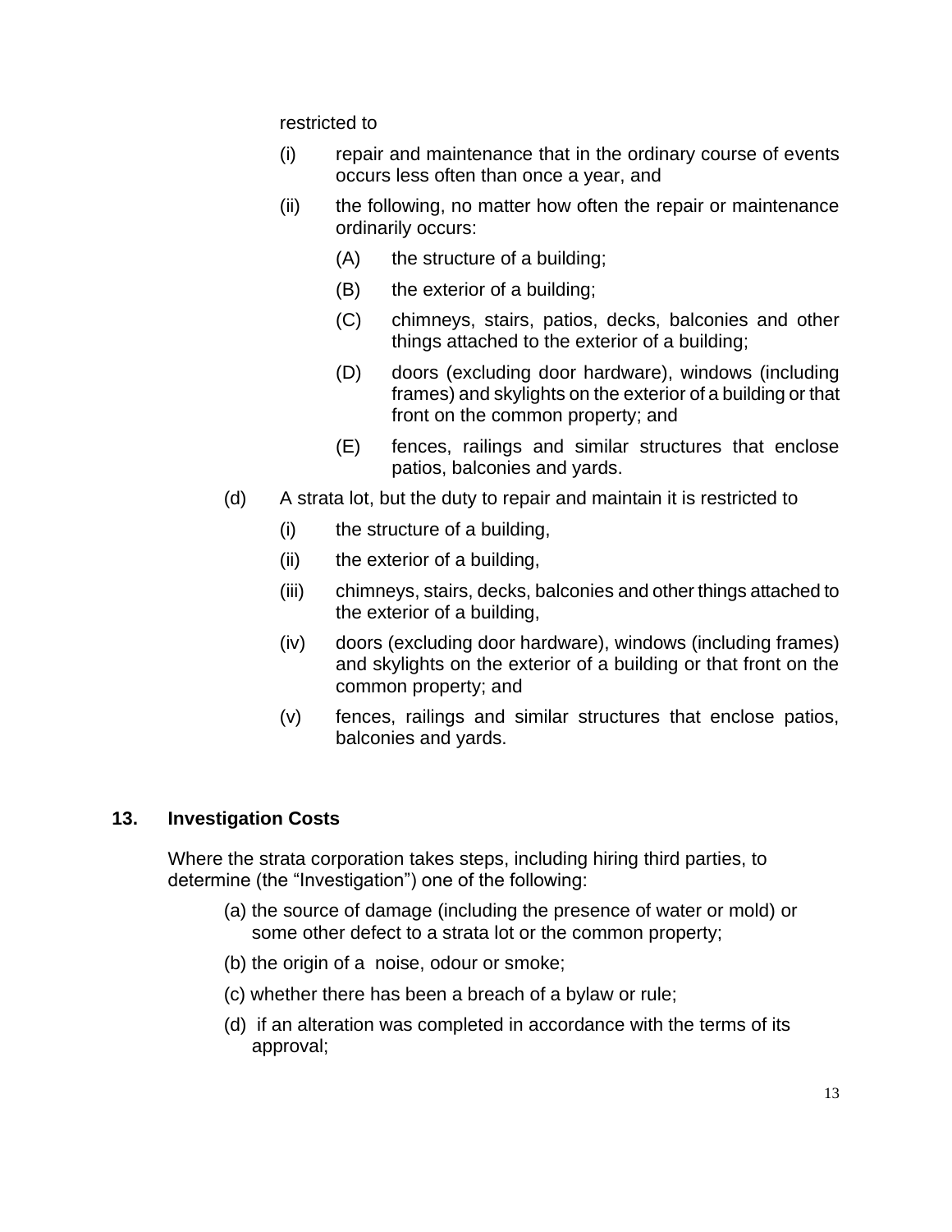restricted to

(i) repair and maintenance that in the ordinary course of events occurs less often than once a year, and

(ii) the following, no matter how often the repair or maintenance ordinarily occurs:

(A) the structure of a building;

(B) the exterior of a building;

(C) chimneys, stairs, patios, decks, balconies and other things attached to the exterior of a building;

(D) doors (excluding door hardware), windows (including frames) and skylights on the exterior of a building or that front on the common property; and

(E) fences, railings and similar structures that enclose patios, balconies and yards.

(d) A strata lot, but the duty to repair and maintain it is restricted to

(i) the structure of a building,

(ii) the exterior of a building,

(iii) chimneys, stairs, decks, balconies and other things attached to the exterior of a building,

(iv) doors (excluding door hardware), windows (including frames) and skylights on the exterior of a building or that front on the common property; and

(v) fences, railings and similar structures that enclose patios, balconies and yards.

## 13. Investigation Costs

Where the strata corporation takes steps, including hiring third parties, to determine (the "Investigation") one of the following:

(a) the source of damage (including the presence of water or mold) or some other defect to a strata lot or the common property;

(b) the origin of a noise, odour or smoke;

(c) whether there has been a breach of a bylaw or rule;

(d) if an alteration was completed in accordance with the terms of its approval;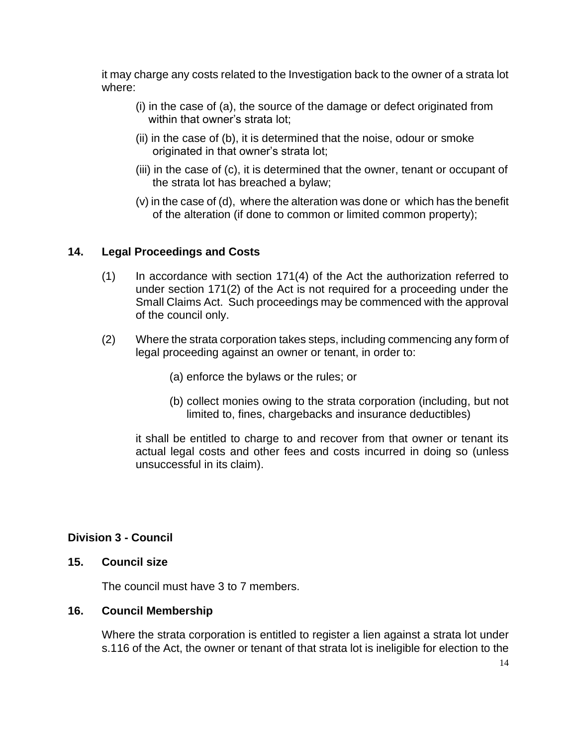it may charge any costs related to the Investigation back to the owner of a strata lot where:

(i) in the case of (a), the source of the damage or defect originated from within that owner's strata lot;

(ii) in the case of (b), it is determined that the noise, odour or smoke originated in that owner's strata lot;

(iii) in the case of (c), it is determined that the owner, tenant or occupant of the strata lot has breached a bylaw;

(v) in the case of (d), where the alteration was done or which has the benefit of the alteration (if done to common or limited common property);

## 14. Legal Proceedings and Costs

(1) In accordance with section 171(4) of the Act the authorization referred to under section 171(2) of the Act is not required for a proceeding under the Small Claims Act. Such proceedings may be commenced with the approval of the council only.

(2) Where the strata corporation takes steps, including commencing any form of legal proceeding against an owner or tenant, in order to:

(a) enforce the bylaws or the rules; or

(b) collect monies owing to the strata corporation (including, but not limited to, fines, chargebacks and insurance deductibles)

it shall be entitled to charge to and recover from that owner or tenant its actual legal costs and other fees and costs incurred in doing so (unless unsuccessful in its claim).

# Division 3 - Council

## 15. Council size

The council must have 3 to 7 members.

## 16. Council Membership

Where the strata corporation is entitled to register a lien against a strata lot under s.116 of the Act, the owner or tenant of that strata lot is ineligible for election to the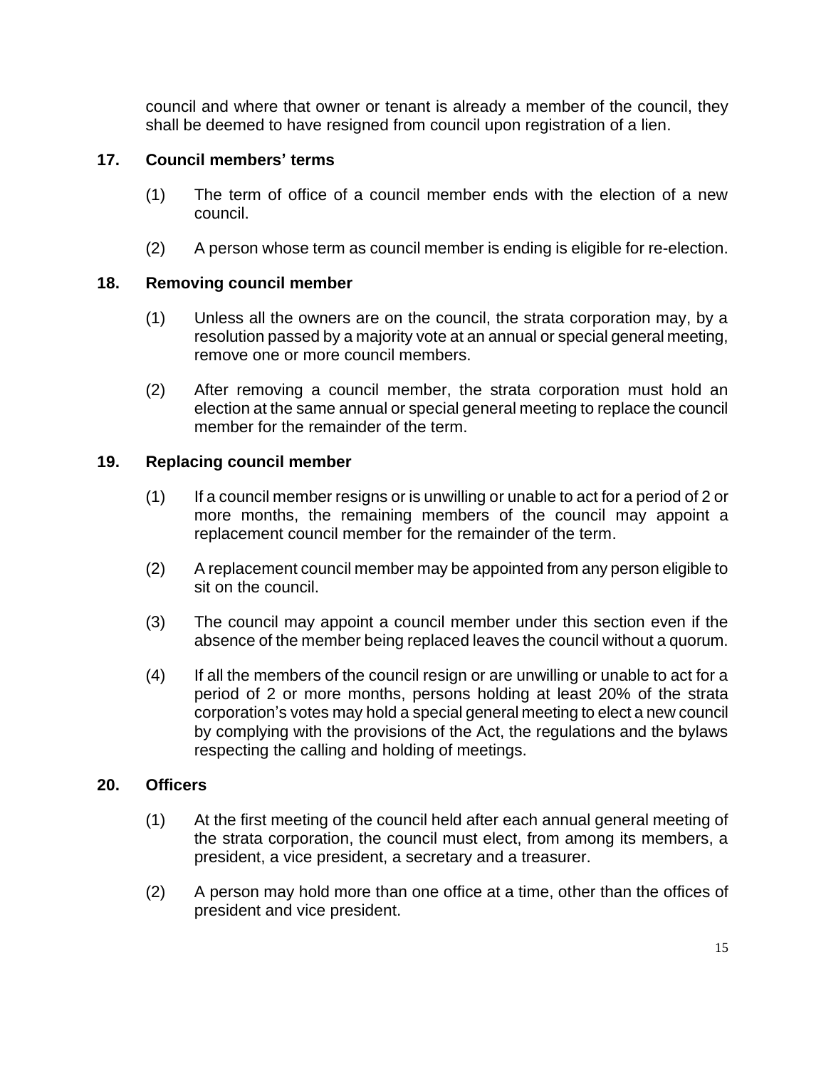council and where that owner or tenant is already a member of the council, they shall be deemed to have resigned from council upon registration of a lien.

### 17. Council members' terms

(1) The term of office of a council member ends with the election of a new council.

(2) A person whose term as council member is ending is eligible for re-election.

### 18. Removing council member

(1) Unless all the owners are on the council, the strata corporation may, by a resolution passed by a majority vote at an annual or special general meeting, remove one or more council members.

(2) After removing a council member, the strata corporation must hold an election at the same annual or special general meeting to replace the council member for the remainder of the term.

### 19. Replacing council member

(1) If a council member resigns or is unwilling or unable to act for a period of 2 or more months, the remaining members of the council may appoint a replacement council member for the remainder of the term.

(2) A replacement council member may be appointed from any person eligible to sit on the council.

(3) The council may appoint a council member under this section even if the absence of the member being replaced leaves the council without a quorum.

(4) If all the members of the council resign or are unwilling or unable to act for a period of 2 or more months, persons holding at least 20% of the strata corporation's votes may hold a special general meeting to elect a new council by complying with the provisions of the Act, the regulations and the bylaws respecting the calling and holding of meetings.

### 20. Officers

(1) At the first meeting of the council held after each annual general meeting of the strata corporation, the council must elect, from among its members, a president, a vice president, a secretary and a treasurer.

(2) A person may hold more than one office at a time, other than the offices of president and vice president.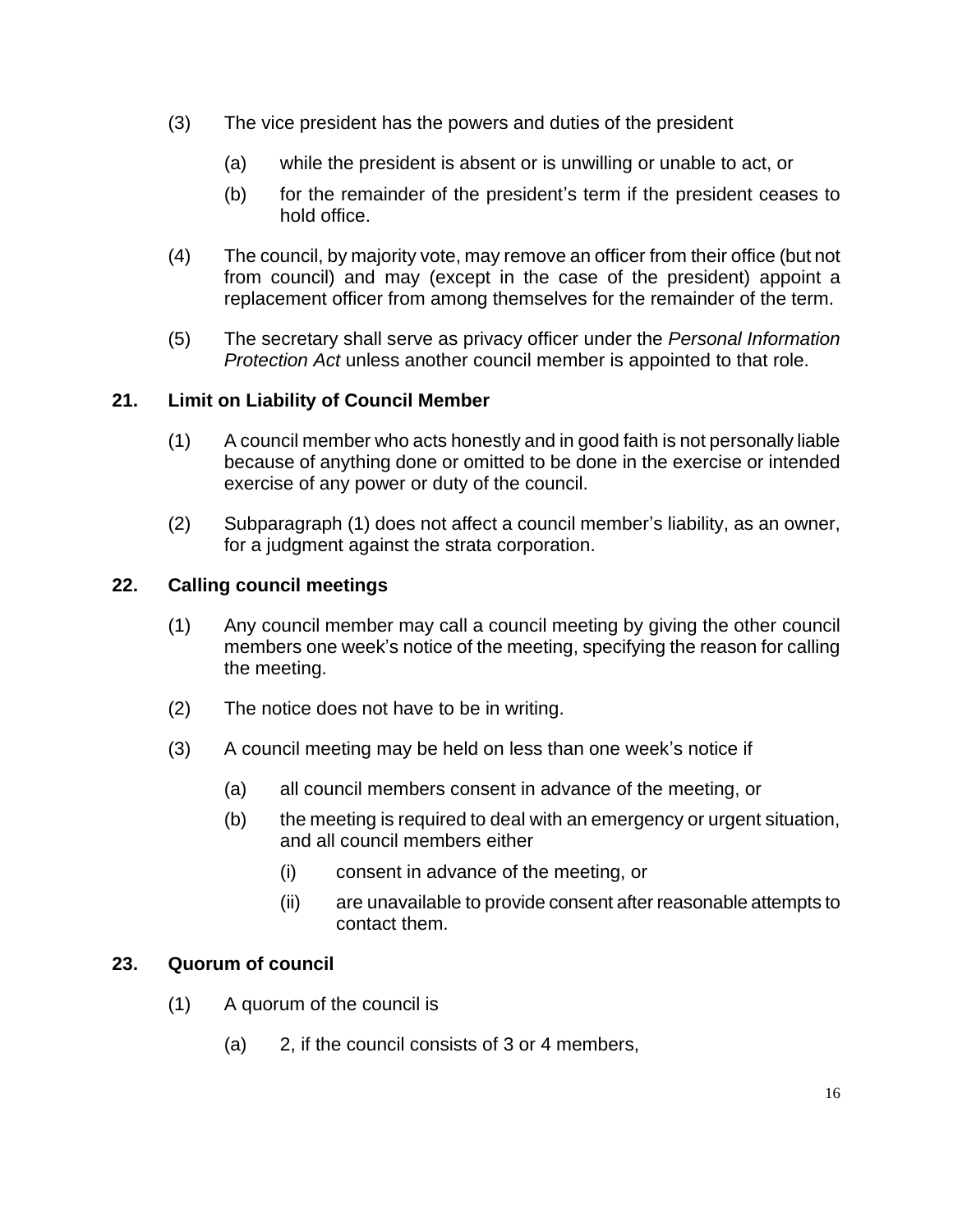(3) The vice president has the powers and duties of the president

(a) while the president is absent or is unwilling or unable to act, or

(b) for the remainder of the president's term if the president ceases to hold office.

(4) The council, by majority vote, may remove an officer from their office (but not from council) and may (except in the case of the president) appoint a replacement officer from among themselves for the remainder of the term.

(5) The secretary shall serve as privacy officer under the *Personal Information Protection Act* unless another council member is appointed to that role.

## 21. Limit on Liability of Council Member

(1) A council member who acts honestly and in good faith is not personally liable because of anything done or omitted to be done in the exercise or intended exercise of any power or duty of the council.

(2) Subparagraph (1) does not affect a council member's liability, as an owner, for a judgment against the strata corporation.

## 22. Calling council meetings

(1) Any council member may call a council meeting by giving the other council members one week's notice of the meeting, specifying the reason for calling the meeting.

(2) The notice does not have to be in writing.

(3) A council meeting may be held on less than one week's notice if

(a) all council members consent in advance of the meeting, or

(b) the meeting is required to deal with an emergency or urgent situation, and all council members either

(i) consent in advance of the meeting, or

(ii) are unavailable to provide consent after reasonable attempts to contact them.

## 23. Quorum of council

(1) A quorum of the council is

(a) 2, if the council consists of 3 or 4 members,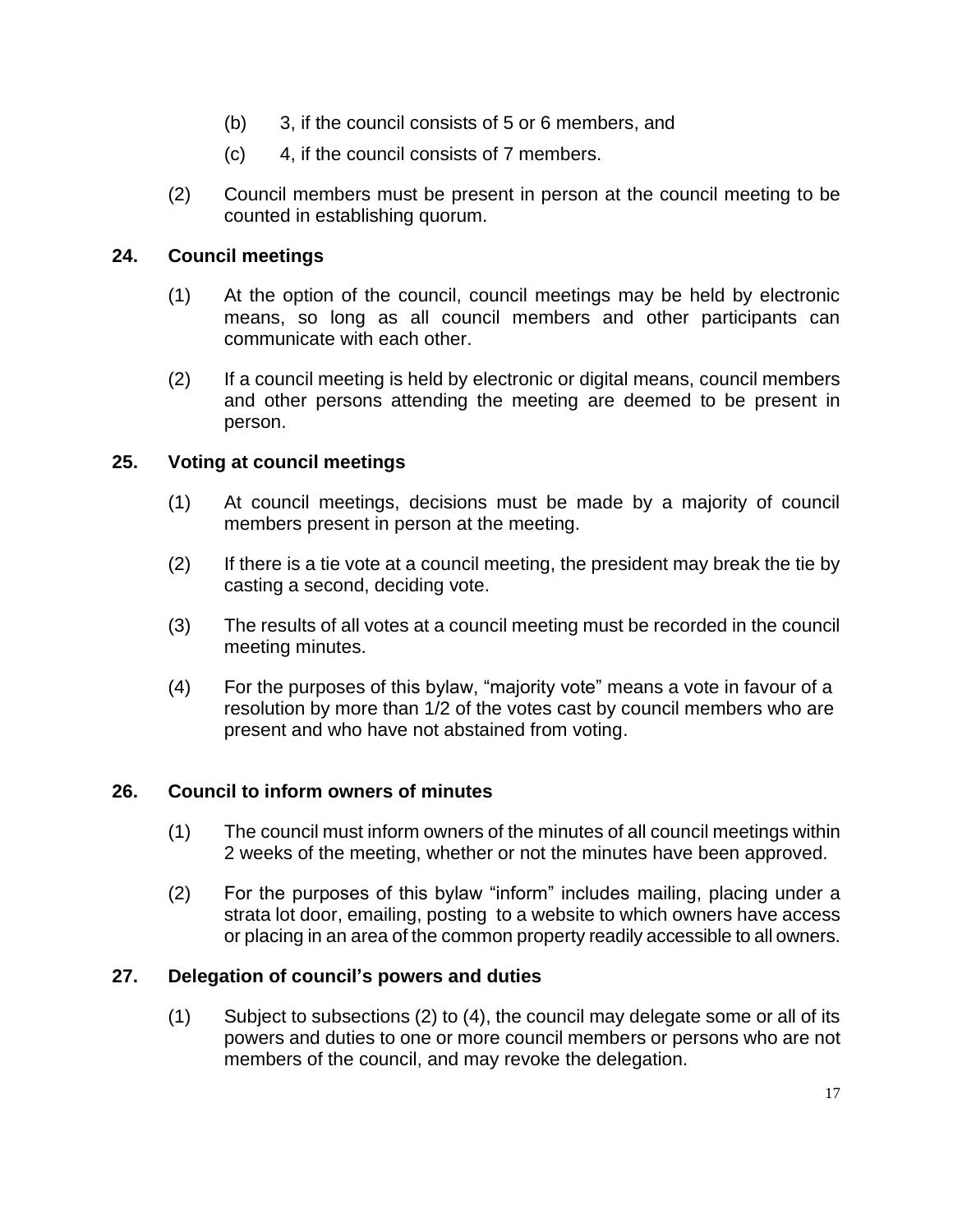(b) 3, if the council consists of 5 or 6 members, and

(c) 4, if the council consists of 7 members.

(2) Council members must be present in person at the council meeting to be counted in establishing quorum.

## 24. Council meetings

(1) At the option of the council, council meetings may be held by electronic means, so long as all council members and other participants can communicate with each other.

(2) If a council meeting is held by electronic or digital means, council members and other persons attending the meeting are deemed to be present in person.

## 25. Voting at council meetings

(1) At council meetings, decisions must be made by a majority of council members present in person at the meeting.

(2) If there is a tie vote at a council meeting, the president may break the tie by casting a second, deciding vote.

(3) The results of all votes at a council meeting must be recorded in the council meeting minutes.

(4) For the purposes of this bylaw, "majority vote" means a vote in favour of a resolution by more than 1/2 of the votes cast by council members who are present and who have not abstained from voting.

## 26. Council to inform owners of minutes

(1) The council must inform owners of the minutes of all council meetings within 2 weeks of the meeting, whether or not the minutes have been approved.

(2) For the purposes of this bylaw "inform" includes mailing, placing under a strata lot door, emailing, posting to a website to which owners have access or placing in an area of the common property readily accessible to all owners.

## 27. Delegation of council's powers and duties

(1) Subject to subsections (2) to (4), the council may delegate some or all of its powers and duties to one or more council members or persons who are not members of the council, and may revoke the delegation.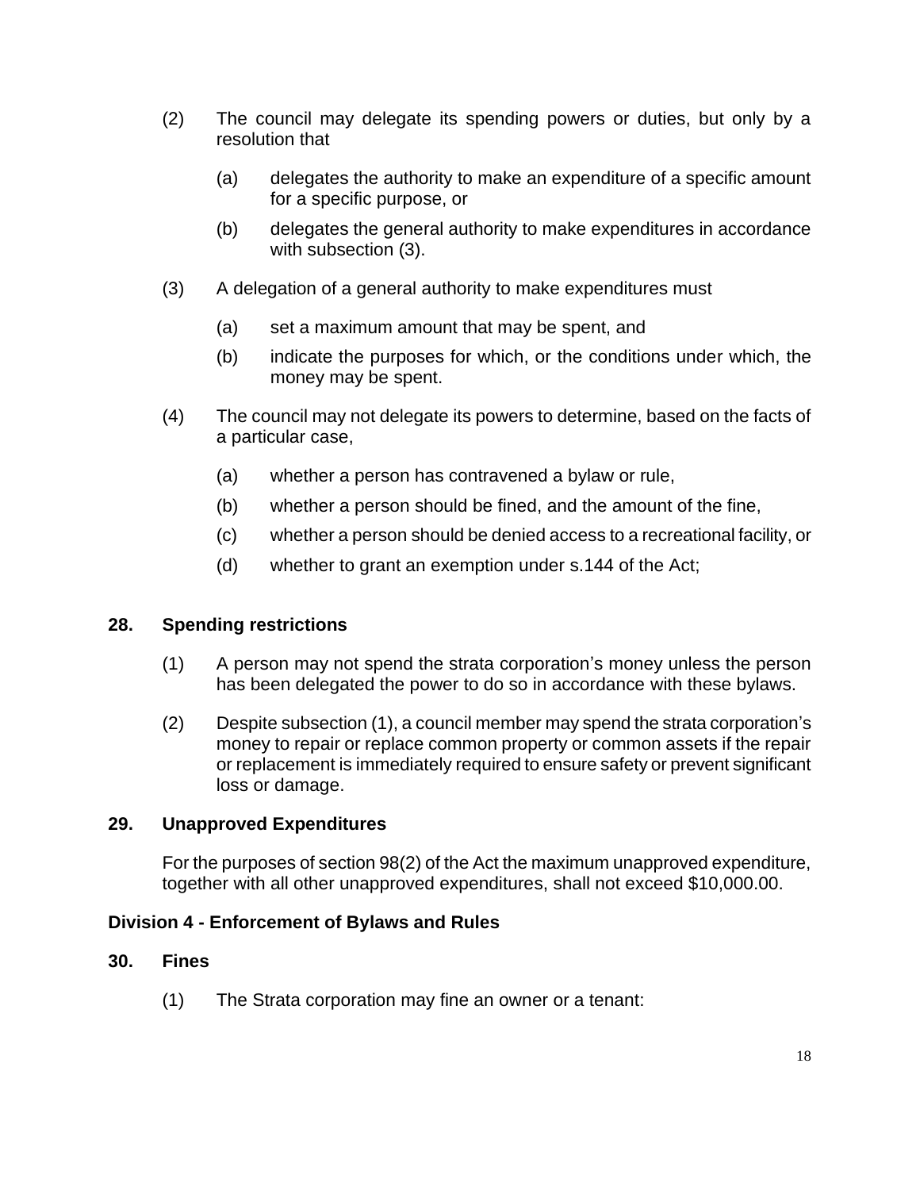(2) The council may delegate its spending powers or duties, but only by a resolution that

(a) delegates the authority to make an expenditure of a specific amount for a specific purpose, or

(b) delegates the general authority to make expenditures in accordance with subsection (3).

(3) A delegation of a general authority to make expenditures must

(a) set a maximum amount that may be spent, and

(b) indicate the purposes for which, or the conditions under which, the money may be spent.

(4) The council may not delegate its powers to determine, based on the facts of a particular case,

(a) whether a person has contravened a bylaw or rule,

(b) whether a person should be fined, and the amount of the fine,

(c) whether a person should be denied access to a recreational facility, or

(d) whether to grant an exemption under s.144 of the Act;

## 28. Spending restrictions

(1) A person may not spend the strata corporation's money unless the person has been delegated the power to do so in accordance with these bylaws.

(2) Despite subsection (1), a council member may spend the strata corporation's money to repair or replace common property or common assets if the repair or replacement is immediately required to ensure safety or prevent significant loss or damage.

## 29. Unapproved Expenditures

For the purposes of section 98(2) of the Act the maximum unapproved expenditure, together with all other unapproved expenditures, shall not exceed $10,000.00.

## Division 4 - Enforcement of Bylaws and Rules

## 30. Fines

(1) The Strata corporation may fine an owner or a tenant: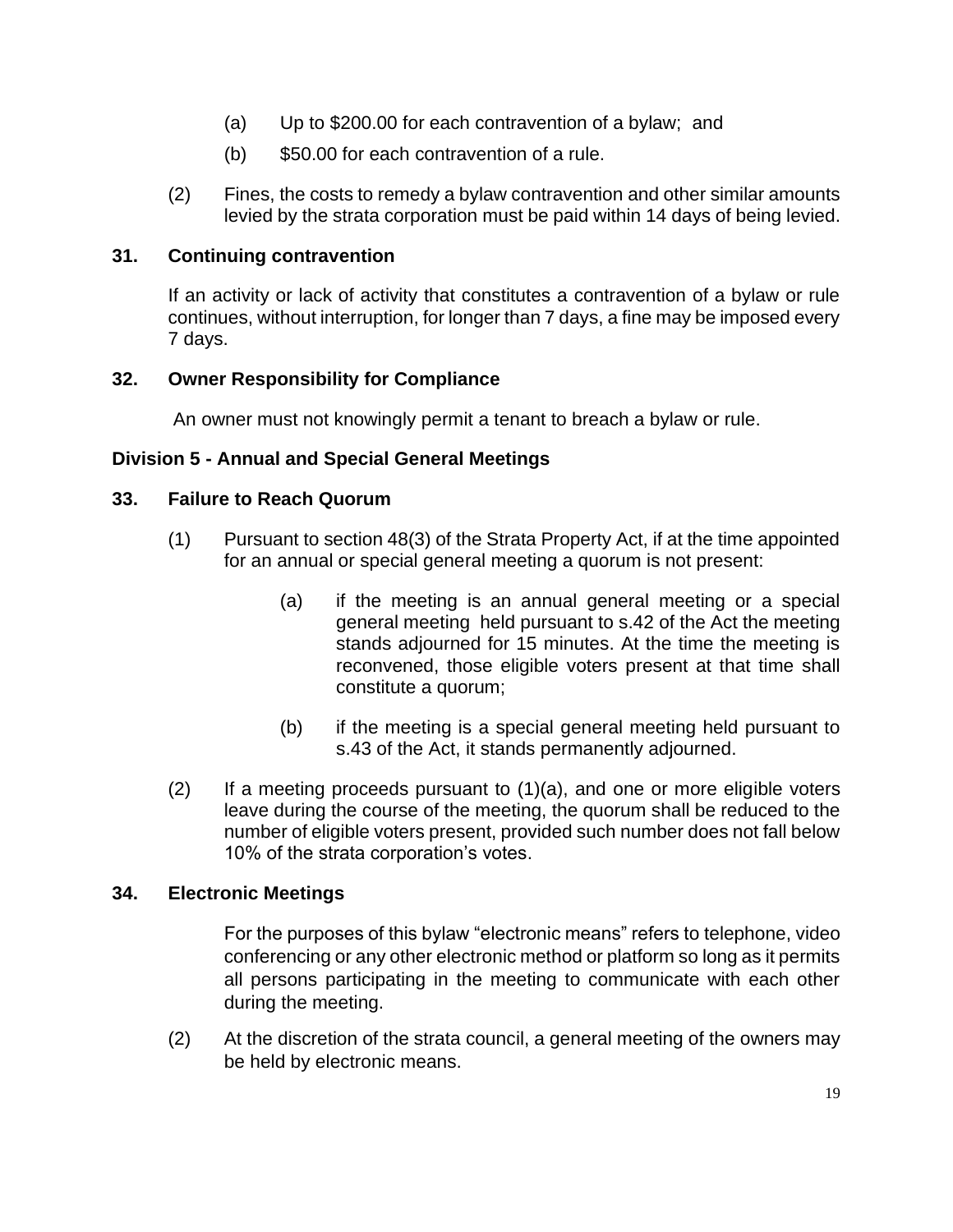(a) Up to $200.00 for each contravention of a bylaw; and

(b) $50.00 for each contravention of a rule.

(2) Fines, the costs to remedy a bylaw contravention and other similar amounts levied by the strata corporation must be paid within 14 days of being levied.

**31. Continuing contravention**

If an activity or lack of activity that constitutes a contravention of a bylaw or rule continues, without interruption, for longer than 7 days, a fine may be imposed every 7 days.

**32. Owner Responsibility for Compliance**

An owner must not knowingly permit a tenant to breach a bylaw or rule.

**Division 5 - Annual and Special General Meetings**

**33. Failure to Reach Quorum**

(1) Pursuant to section 48(3) of the Strata Property Act, if at the time appointed for an annual or special general meeting a quorum is not present:

(a) if the meeting is an annual general meeting or a special general meeting held pursuant to s.42 of the Act the meeting stands adjourned for 15 minutes. At the time the meeting is reconvened, those eligible voters present at that time shall constitute a quorum;

(b) if the meeting is a special general meeting held pursuant to s.43 of the Act, it stands permanently adjourned.

(2) If a meeting proceeds pursuant to (1)(a), and one or more eligible voters leave during the course of the meeting, the quorum shall be reduced to the number of eligible voters present, provided such number does not fall below 10% of the strata corporation's votes.

**34. Electronic Meetings**

For the purposes of this bylaw "electronic means" refers to telephone, video conferencing or any other electronic method or platform so long as it permits all persons participating in the meeting to communicate with each other during the meeting.

(2) At the discretion of the strata council, a general meeting of the owners may be held by electronic means.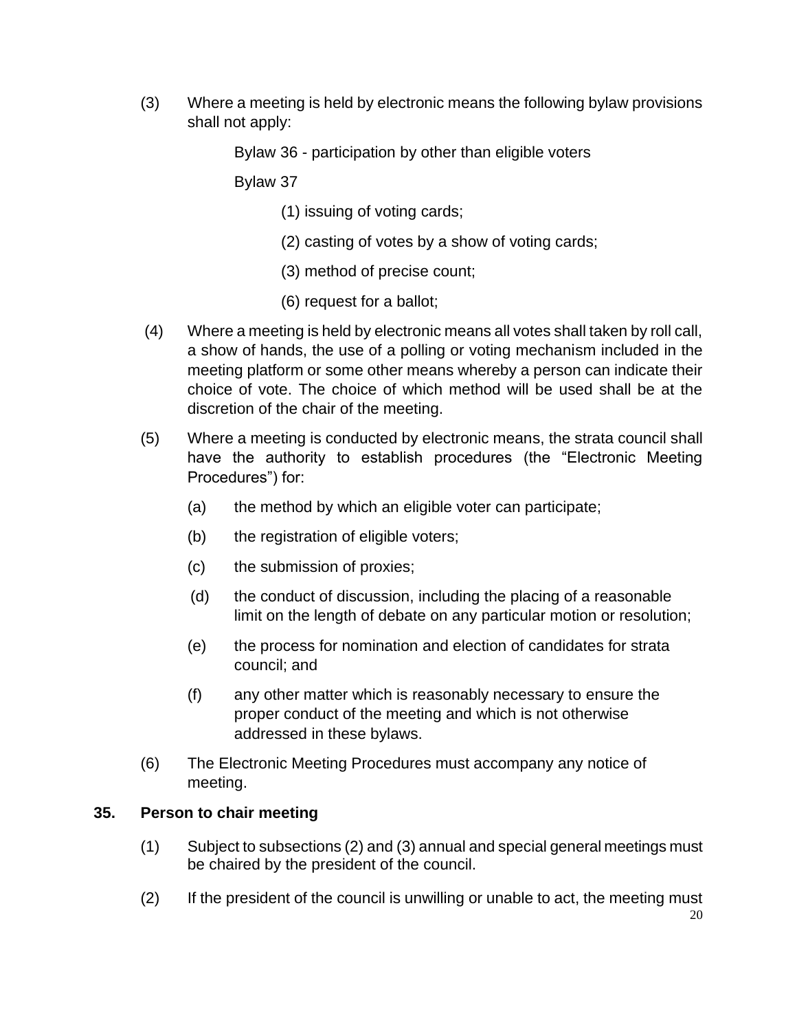(3) Where a meeting is held by electronic means the following bylaw provisions shall not apply:

Bylaw 36 - participation by other than eligible voters

Bylaw 37

(1) issuing of voting cards;

(2) casting of votes by a show of voting cards;

(3) method of precise count;

(6) request for a ballot;

(4) Where a meeting is held by electronic means all votes shall taken by roll call, a show of hands, the use of a polling or voting mechanism included in the meeting platform or some other means whereby a person can indicate their choice of vote. The choice of which method will be used shall be at the discretion of the chair of the meeting.

(5) Where a meeting is conducted by electronic means, the strata council shall have the authority to establish procedures (the "Electronic Meeting Procedures") for:

(a) the method by which an eligible voter can participate;

(b) the registration of eligible voters;

(c) the submission of proxies;

(d) the conduct of discussion, including the placing of a reasonable limit on the length of debate on any particular motion or resolution;

(e) the process for nomination and election of candidates for strata council; and

(f) any other matter which is reasonably necessary to ensure the proper conduct of the meeting and which is not otherwise addressed in these bylaws.

(6) The Electronic Meeting Procedures must accompany any notice of meeting.

## 35. Person to chair meeting

(1) Subject to subsections (2) and (3) annual and special general meetings must be chaired by the president of the council.

(2) If the president of the council is unwilling or unable to act, the meeting must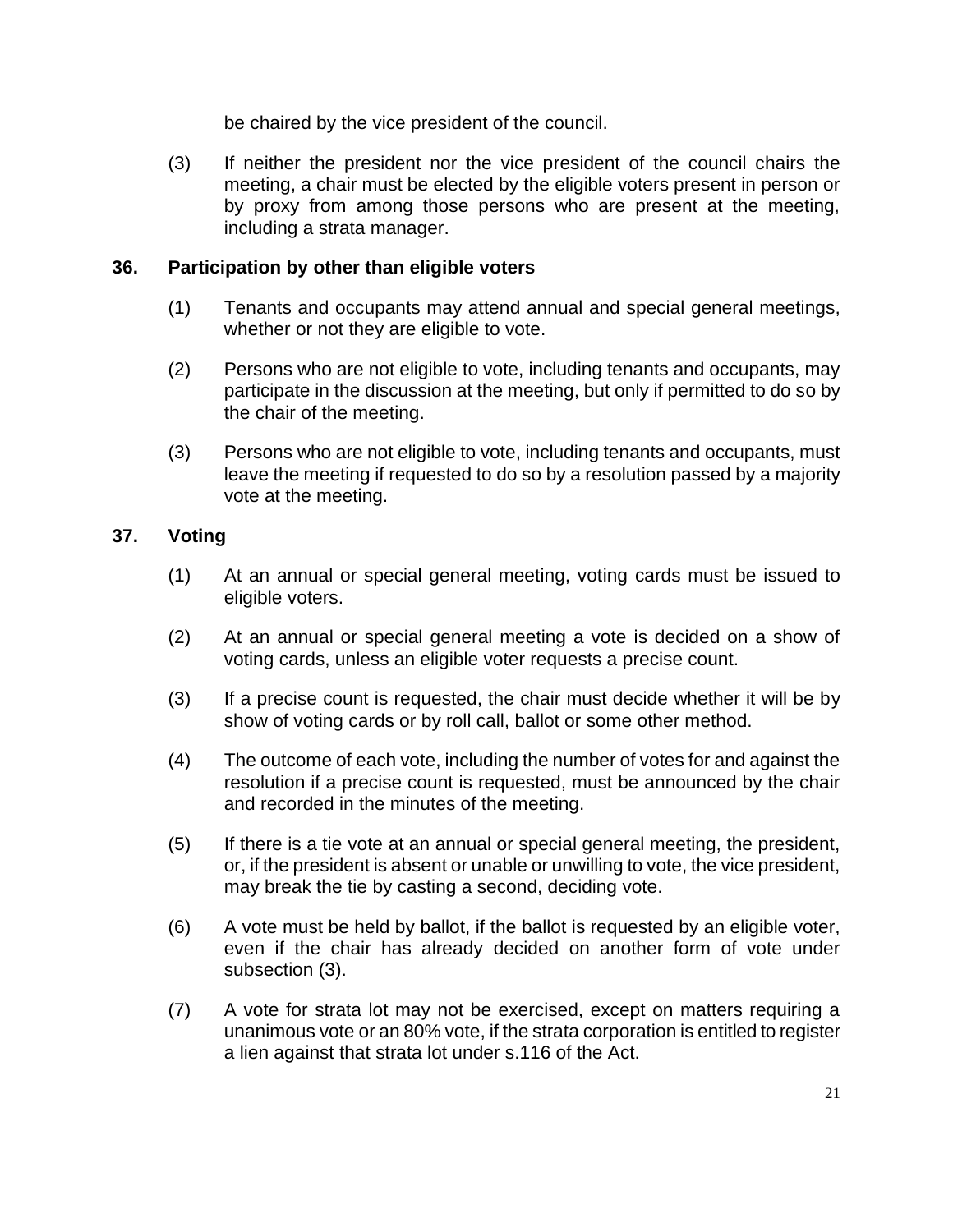be chaired by the vice president of the council.

(3) If neither the president nor the vice president of the council chairs the meeting, a chair must be elected by the eligible voters present in person or by proxy from among those persons who are present at the meeting, including a strata manager.

### 36. Participation by other than eligible voters

(1) Tenants and occupants may attend annual and special general meetings, whether or not they are eligible to vote.

(2) Persons who are not eligible to vote, including tenants and occupants, may participate in the discussion at the meeting, but only if permitted to do so by the chair of the meeting.

(3) Persons who are not eligible to vote, including tenants and occupants, must leave the meeting if requested to do so by a resolution passed by a majority vote at the meeting.

### 37. Voting

(1) At an annual or special general meeting, voting cards must be issued to eligible voters.

(2) At an annual or special general meeting a vote is decided on a show of voting cards, unless an eligible voter requests a precise count.

(3) If a precise count is requested, the chair must decide whether it will be by show of voting cards or by roll call, ballot or some other method.

(4) The outcome of each vote, including the number of votes for and against the resolution if a precise count is requested, must be announced by the chair and recorded in the minutes of the meeting.

(5) If there is a tie vote at an annual or special general meeting, the president, or, if the president is absent or unable or unwilling to vote, the vice president, may break the tie by casting a second, deciding vote.

(6) A vote must be held by ballot, if the ballot is requested by an eligible voter, even if the chair has already decided on another form of vote under subsection (3).

(7) A vote for strata lot may not be exercised, except on matters requiring a unanimous vote or an 80% vote, if the strata corporation is entitled to register a lien against that strata lot under s.116 of the Act.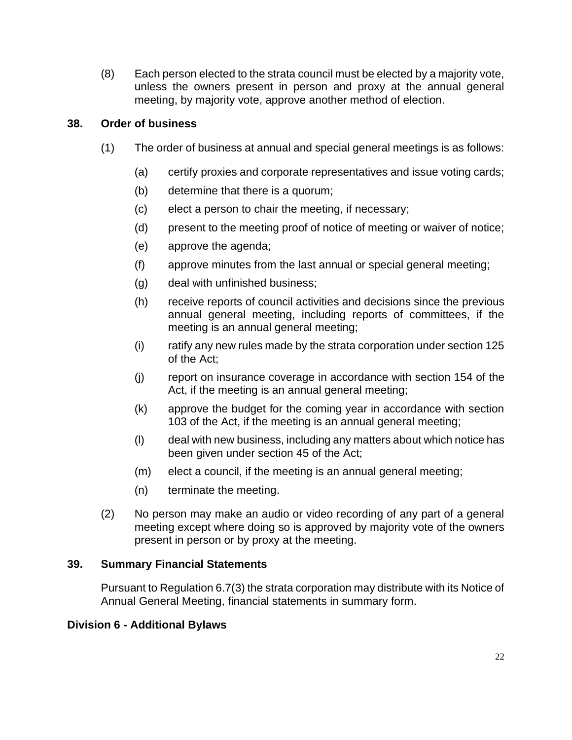(8) Each person elected to the strata council must be elected by a majority vote, unless the owners present in person and proxy at the annual general meeting, by majority vote, approve another method of election.

**38. Order of business**

(1) The order of business at annual and special general meetings is as follows:

(a) certify proxies and corporate representatives and issue voting cards;

(b) determine that there is a quorum;

(c) elect a person to chair the meeting, if necessary;

(d) present to the meeting proof of notice of meeting or waiver of notice;

(e) approve the agenda;

(f) approve minutes from the last annual or special general meeting;

(g) deal with unfinished business;

(h) receive reports of council activities and decisions since the previous annual general meeting, including reports of committees, if the meeting is an annual general meeting;

(i) ratify any new rules made by the strata corporation under section 125 of the Act;

(j) report on insurance coverage in accordance with section 154 of the Act, if the meeting is an annual general meeting;

(k) approve the budget for the coming year in accordance with section 103 of the Act, if the meeting is an annual general meeting;

(l) deal with new business, including any matters about which notice has been given under section 45 of the Act;

(m) elect a council, if the meeting is an annual general meeting;

(n) terminate the meeting.

(2) No person may make an audio or video recording of any part of a general meeting except where doing so is approved by majority vote of the owners present in person or by proxy at the meeting.

**39. Summary Financial Statements**

Pursuant to Regulation 6.7(3) the strata corporation may distribute with its Notice of Annual General Meeting, financial statements in summary form.

**Division 6 - Additional Bylaws**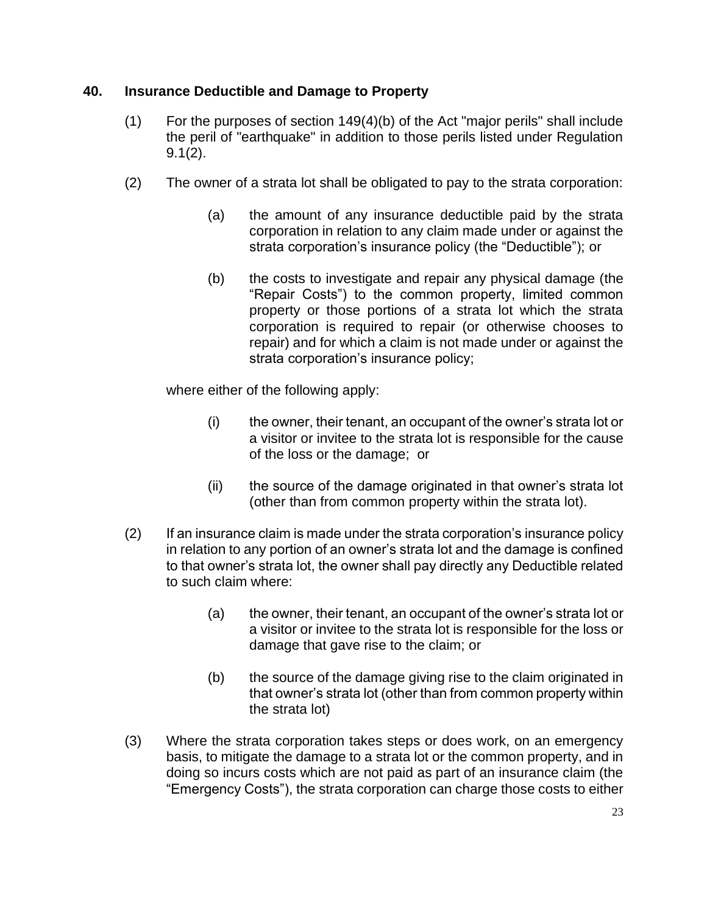## 40. Insurance Deductible and Damage to Property

(1) For the purposes of section 149(4)(b) of the Act "major perils" shall include the peril of "earthquake" in addition to those perils listed under Regulation 9.1(2).

(2) The owner of a strata lot shall be obligated to pay to the strata corporation:

(a) the amount of any insurance deductible paid by the strata corporation in relation to any claim made under or against the strata corporation's insurance policy (the "Deductible"); or

(b) the costs to investigate and repair any physical damage (the "Repair Costs") to the common property, limited common property or those portions of a strata lot which the strata corporation is required to repair (or otherwise chooses to repair) and for which a claim is not made under or against the strata corporation's insurance policy;

where either of the following apply:

(i) the owner, their tenant, an occupant of the owner's strata lot or a visitor or invitee to the strata lot is responsible for the cause of the loss or the damage; or

(ii) the source of the damage originated in that owner's strata lot (other than from common property within the strata lot).

(2) If an insurance claim is made under the strata corporation's insurance policy in relation to any portion of an owner's strata lot and the damage is confined to that owner's strata lot, the owner shall pay directly any Deductible related to such claim where:

(a) the owner, their tenant, an occupant of the owner's strata lot or a visitor or invitee to the strata lot is responsible for the loss or damage that gave rise to the claim; or

(b) the source of the damage giving rise to the claim originated in that owner's strata lot (other than from common property within the strata lot)

(3) Where the strata corporation takes steps or does work, on an emergency basis, to mitigate the damage to a strata lot or the common property, and in doing so incurs costs which are not paid as part of an insurance claim (the "Emergency Costs"), the strata corporation can charge those costs to either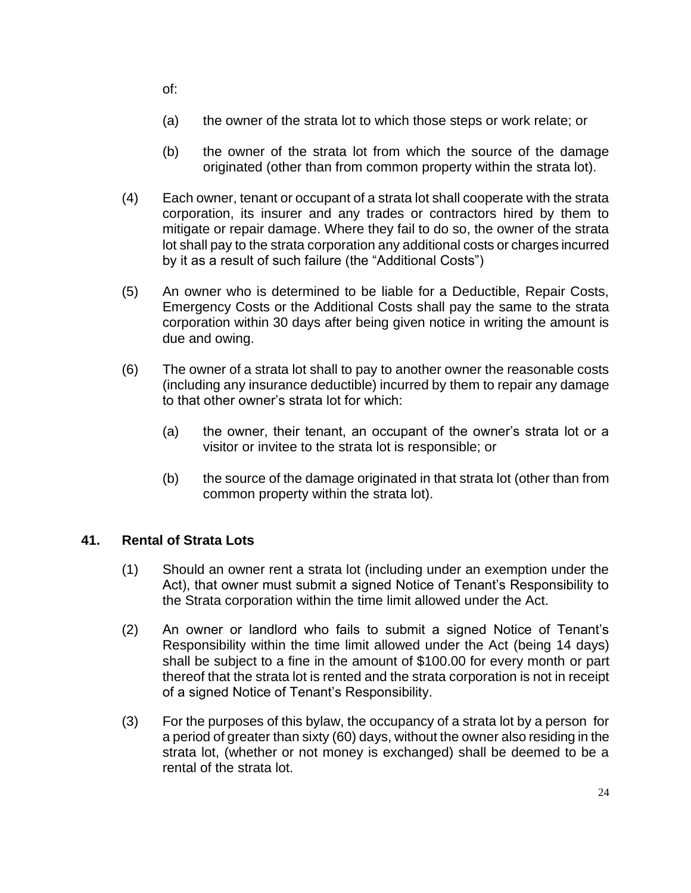of:

(a) the owner of the strata lot to which those steps or work relate; or

(b) the owner of the strata lot from which the source of the damage originated (other than from common property within the strata lot).

(4) Each owner, tenant or occupant of a strata lot shall cooperate with the strata corporation, its insurer and any trades or contractors hired by them to mitigate or repair damage. Where they fail to do so, the owner of the strata lot shall pay to the strata corporation any additional costs or charges incurred by it as a result of such failure (the "Additional Costs")

(5) An owner who is determined to be liable for a Deductible, Repair Costs, Emergency Costs or the Additional Costs shall pay the same to the strata corporation within 30 days after being given notice in writing the amount is due and owing.

(6) The owner of a strata lot shall to pay to another owner the reasonable costs (including any insurance deductible) incurred by them to repair any damage to that other owner's strata lot for which:

(a) the owner, their tenant, an occupant of the owner's strata lot or a visitor or invitee to the strata lot is responsible; or

(b) the source of the damage originated in that strata lot (other than from common property within the strata lot).

## 41. Rental of Strata Lots

(1) Should an owner rent a strata lot (including under an exemption under the Act), that owner must submit a signed Notice of Tenant's Responsibility to the Strata corporation within the time limit allowed under the Act.

(2) An owner or landlord who fails to submit a signed Notice of Tenant's Responsibility within the time limit allowed under the Act (being 14 days) shall be subject to a fine in the amount of $100.00 for every month or part thereof that the strata lot is rented and the strata corporation is not in receipt of a signed Notice of Tenant's Responsibility.

(3) For the purposes of this bylaw, the occupancy of a strata lot by a person for a period of greater than sixty (60) days, without the owner also residing in the strata lot, (whether or not money is exchanged) shall be deemed to be a rental of the strata lot.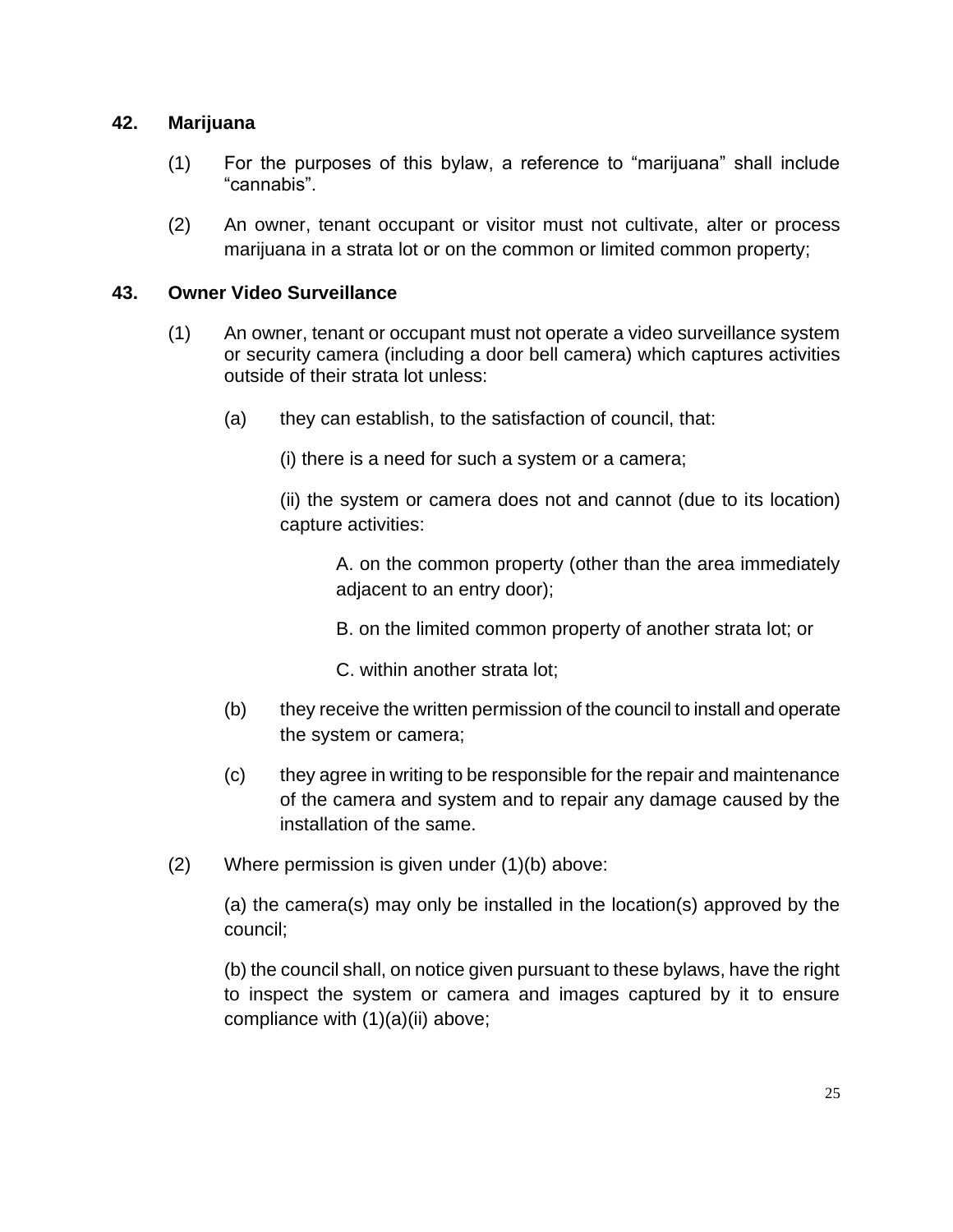**42. Marijuana**

(1) For the purposes of this bylaw, a reference to “marijuana” shall include “cannabis”.

(2) An owner, tenant occupant or visitor must not cultivate, alter or process marijuana in a strata lot or on the common or limited common property;

**43. Owner Video Surveillance**

(1) An owner, tenant or occupant must not operate a video surveillance system or security camera (including a door bell camera) which captures activities outside of their strata lot unless:

(a) they can establish, to the satisfaction of council, that:

(i) there is a need for such a system or a camera;

(ii) the system or camera does not and cannot (due to its location) capture activities:

A. on the common property (other than the area immediately adjacent to an entry door);

B. on the limited common property of another strata lot; or

C. within another strata lot;

(b) they receive the written permission of the council to install and operate the system or camera;

(c) they agree in writing to be responsible for the repair and maintenance of the camera and system and to repair any damage caused by the installation of the same.

(2) Where permission is given under (1)(b) above:

(a) the camera(s) may only be installed in the location(s) approved by the council;

(b) the council shall, on notice given pursuant to these bylaws, have the right to inspect the system or camera and images captured by it to ensure compliance with (1)(a)(ii) above;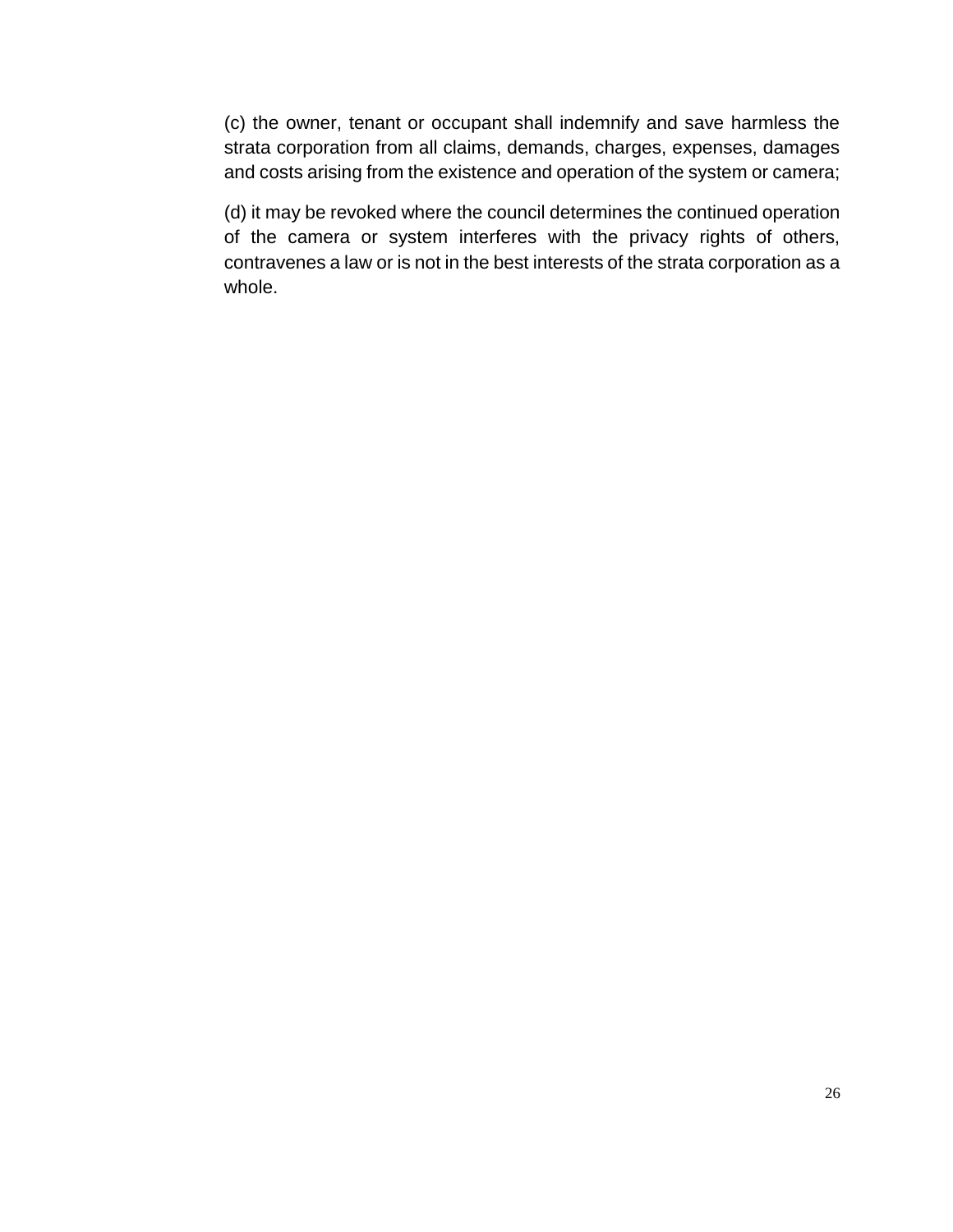(c) the owner, tenant or occupant shall indemnify and save harmless the strata corporation from all claims, demands, charges, expenses, damages and costs arising from the existence and operation of the system or camera;

(d) it may be revoked where the council determines the continued operation of the camera or system interferes with the privacy rights of others, contravenes a law or is not in the best interests of the strata corporation as a whole.